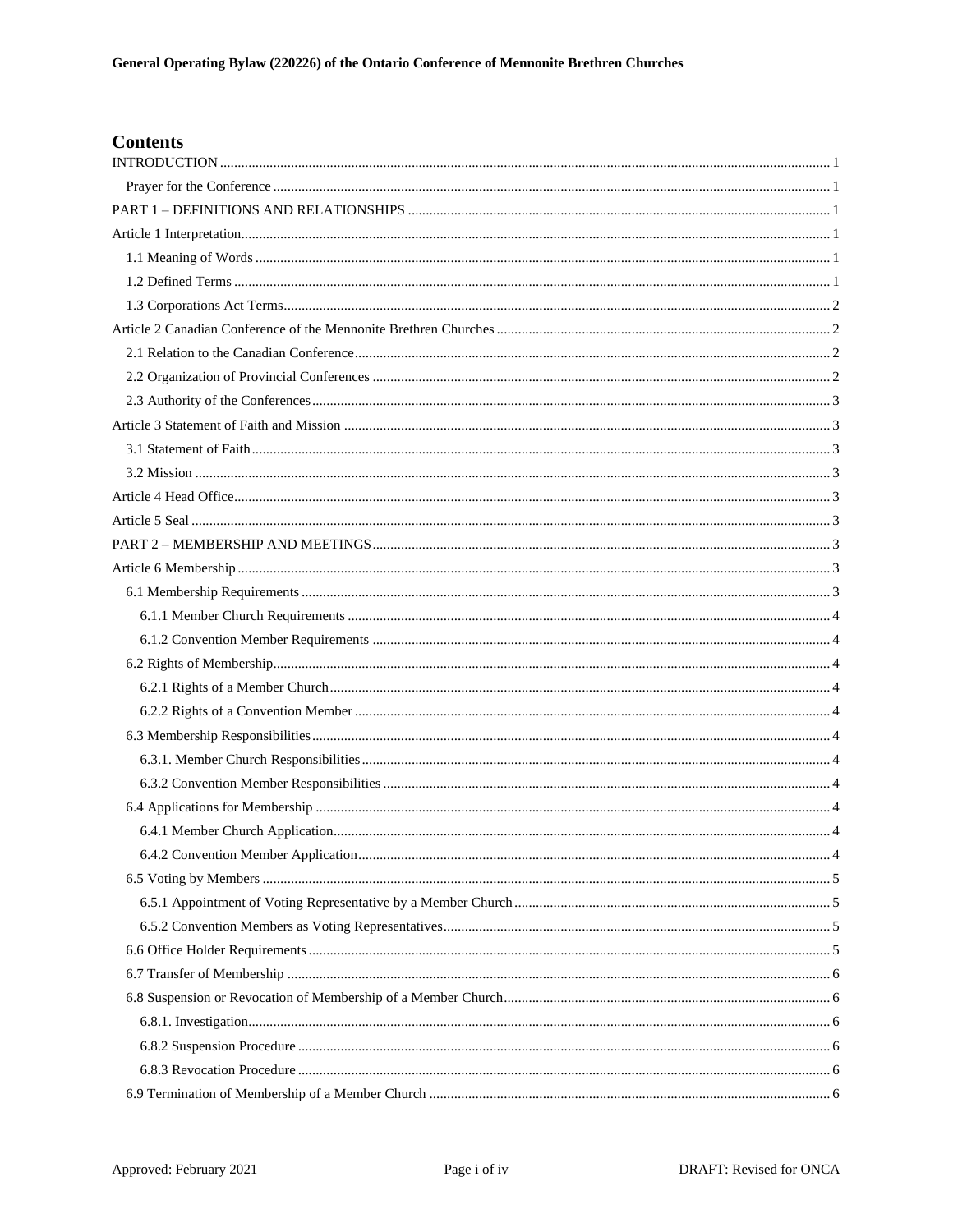## Contents

INTRODUCTION ... 1
- Prayer for the Conference ... 1

PART 1 – DEFINITIONS AND RELATIONSHIPS ... 1

Article 1 Interpretation ... 1
- 1.1 Meaning of Words ... 1
- 1.2 Defined Terms ... 1
- 1.3 Corporations Act Terms ... 2

Article 2 Canadian Conference of the Mennonite Brethren Churches ... 2
- 2.1 Relation to the Canadian Conference ... 2
- 2.2 Organization of Provincial Conferences ... 2
- 2.3 Authority of the Conferences ... 3

Article 3 Statement of Faith and Mission ... 3
- 3.1 Statement of Faith ... 3
- 3.2 Mission ... 3

Article 4 Head Office ... 3

Article 5 Seal ... 3

PART 2 – MEMBERSHIP AND MEETINGS ... 3

Article 6 Membership ... 3
- 6.1 Membership Requirements ... 3
  - 6.1.1 Member Church Requirements ... 4
  - 6.1.2 Convention Member Requirements ... 4
- 6.2 Rights of Membership ... 4
  - 6.2.1 Rights of a Member Church ... 4
  - 6.2.2 Rights of a Convention Member ... 4
- 6.3 Membership Responsibilities ... 4
  - 6.3.1. Member Church Responsibilities ... 4
  - 6.3.2 Convention Member Responsibilities ... 4
- 6.4 Applications for Membership ... 4
  - 6.4.1 Member Church Application ... 4
  - 6.4.2 Convention Member Application ... 4
- 6.5 Voting by Members ... 5
  - 6.5.1 Appointment of Voting Representative by a Member Church ... 5
  - 6.5.2 Convention Members as Voting Representatives ... 5
- 6.6 Office Holder Requirements ... 5
- 6.7 Transfer of Membership ... 6
- 6.8 Suspension or Revocation of Membership of a Member Church ... 6
  - 6.8.1. Investigation ... 6
  - 6.8.2 Suspension Procedure ... 6
  - 6.8.3 Revocation Procedure ... 6
- 6.9 Termination of Membership of a Member Church ... 6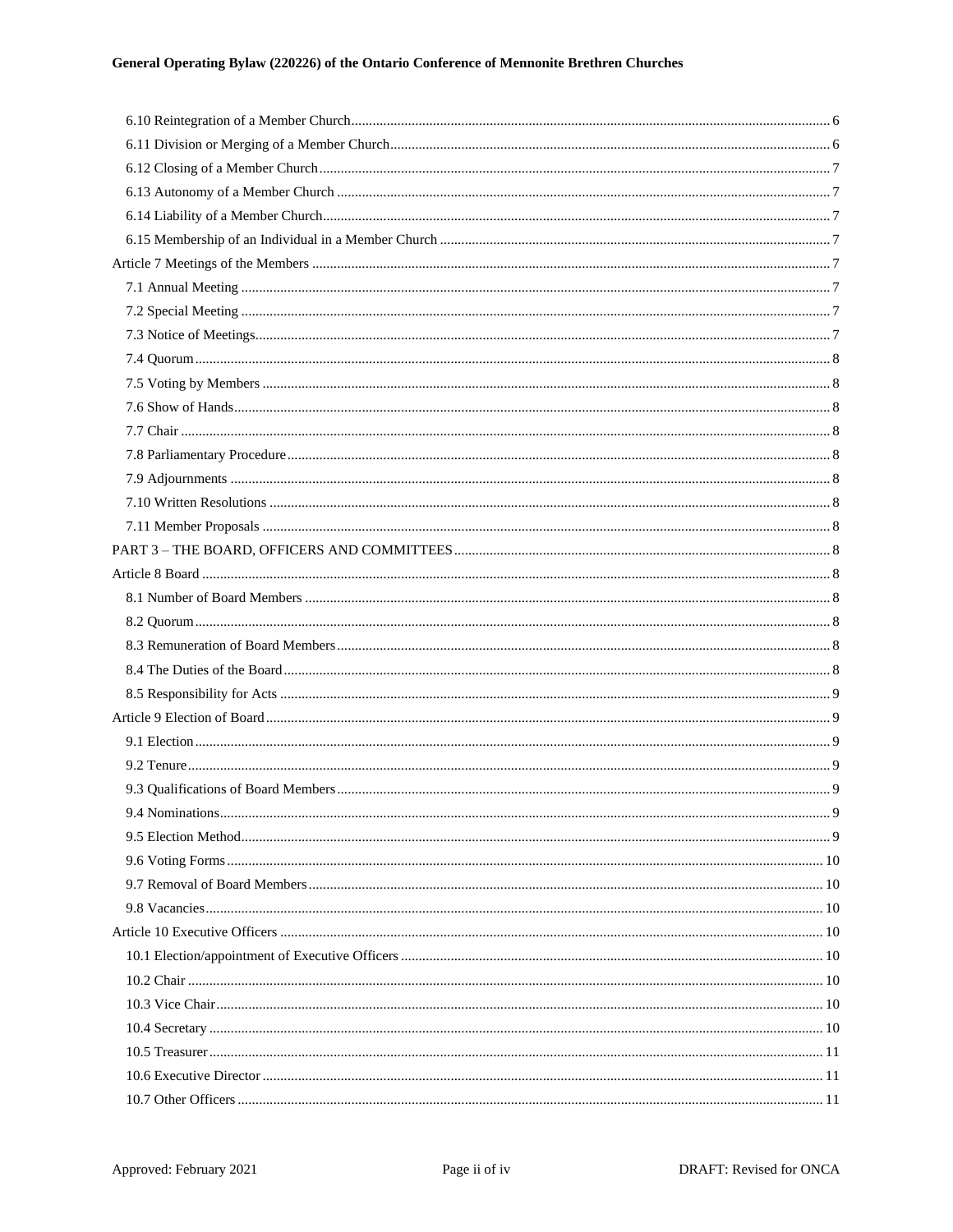6.10 Reintegration of a Member Church ........ 6
6.11 Division or Merging of a Member Church ........ 6
6.12 Closing of a Member Church ........ 7
6.13 Autonomy of a Member Church ........ 7
6.14 Liability of a Member Church ........ 7
6.15 Membership of an Individual in a Member Church ........ 7
Article 7 Meetings of the Members ........ 7
7.1 Annual Meeting ........ 7
7.2 Special Meeting ........ 7
7.3 Notice of Meetings ........ 7
7.4 Quorum ........ 8
7.5 Voting by Members ........ 8
7.6 Show of Hands ........ 8
7.7 Chair ........ 8
7.8 Parliamentary Procedure ........ 8
7.9 Adjournments ........ 8
7.10 Written Resolutions ........ 8
7.11 Member Proposals ........ 8
PART 3 – THE BOARD, OFFICERS AND COMMITTEES ........ 8
Article 8 Board ........ 8
8.1 Number of Board Members ........ 8
8.2 Quorum ........ 8
8.3 Remuneration of Board Members ........ 8
8.4 The Duties of the Board ........ 8
8.5 Responsibility for Acts ........ 9
Article 9 Election of Board ........ 9
9.1 Election ........ 9
9.2 Tenure ........ 9
9.3 Qualifications of Board Members ........ 9
9.4 Nominations ........ 9
9.5 Election Method ........ 9
9.6 Voting Forms ........ 10
9.7 Removal of Board Members ........ 10
9.8 Vacancies ........ 10
Article 10 Executive Officers ........ 10
10.1 Election/appointment of Executive Officers ........ 10
10.2 Chair ........ 10
10.3 Vice Chair ........ 10
10.4 Secretary ........ 10
10.5 Treasurer ........ 11
10.6 Executive Director ........ 11
10.7 Other Officers ........ 11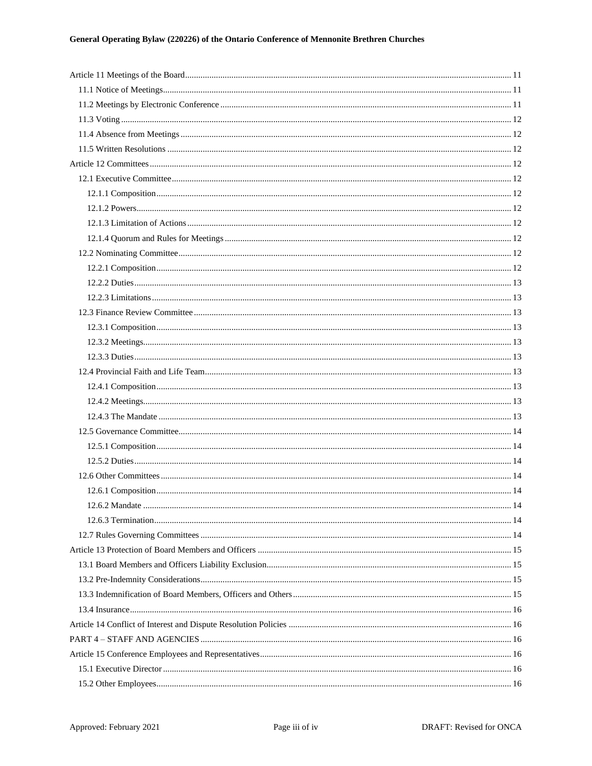Article 11 Meetings of the Board ..... 11

11.1 Notice of Meetings ..... 11

11.2 Meetings by Electronic Conference ..... 11

11.3 Voting ..... 12

11.4 Absence from Meetings ..... 12

11.5 Written Resolutions ..... 12

Article 12 Committees ..... 12

12.1 Executive Committee ..... 12

12.1.1 Composition ..... 12

12.1.2 Powers ..... 12

12.1.3 Limitation of Actions ..... 12

12.1.4 Quorum and Rules for Meetings ..... 12

12.2 Nominating Committee ..... 12

12.2.1 Composition ..... 12

12.2.2 Duties ..... 13

12.2.3 Limitations ..... 13

12.3 Finance Review Committee ..... 13

12.3.1 Composition ..... 13

12.3.2 Meetings ..... 13

12.3.3 Duties ..... 13

12.4 Provincial Faith and Life Team ..... 13

12.4.1 Composition ..... 13

12.4.2 Meetings ..... 13

12.4.3 The Mandate ..... 13

12.5 Governance Committee ..... 14

12.5.1 Composition ..... 14

12.5.2 Duties ..... 14

12.6 Other Committees ..... 14

12.6.1 Composition ..... 14

12.6.2 Mandate ..... 14

12.6.3 Termination ..... 14

12.7 Rules Governing Committees ..... 14

Article 13 Protection of Board Members and Officers ..... 15

13.1 Board Members and Officers Liability Exclusion ..... 15

13.2 Pre-Indemnity Considerations ..... 15

13.3 Indemnification of Board Members, Officers and Others ..... 15

13.4 Insurance ..... 16

Article 14 Conflict of Interest and Dispute Resolution Policies ..... 16

PART 4 – STAFF AND AGENCIES ..... 16

Article 15 Conference Employees and Representatives ..... 16

15.1 Executive Director ..... 16

15.2 Other Employees ..... 16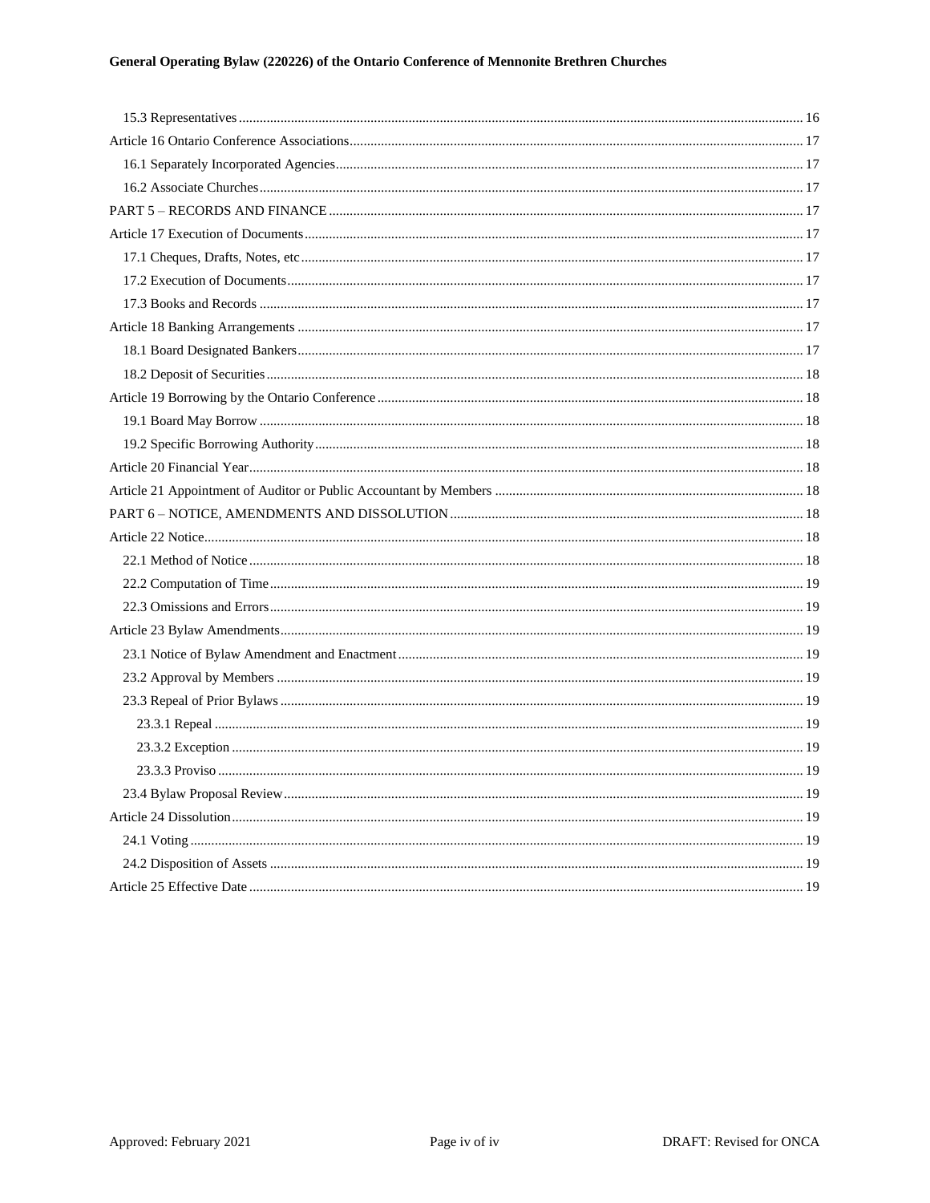15.3 Representatives ..... 16
Article 16 Ontario Conference Associations ..... 17
16.1 Separately Incorporated Agencies ..... 17
16.2 Associate Churches ..... 17
PART 5 – RECORDS AND FINANCE ..... 17
Article 17 Execution of Documents ..... 17
17.1 Cheques, Drafts, Notes, etc ..... 17
17.2 Execution of Documents ..... 17
17.3 Books and Records ..... 17
Article 18 Banking Arrangements ..... 17
18.1 Board Designated Bankers ..... 17
18.2 Deposit of Securities ..... 18
Article 19 Borrowing by the Ontario Conference ..... 18
19.1 Board May Borrow ..... 18
19.2 Specific Borrowing Authority ..... 18
Article 20 Financial Year ..... 18
Article 21 Appointment of Auditor or Public Accountant by Members ..... 18
PART 6 – NOTICE, AMENDMENTS AND DISSOLUTION ..... 18
Article 22 Notice ..... 18
22.1 Method of Notice ..... 18
22.2 Computation of Time ..... 19
22.3 Omissions and Errors ..... 19
Article 23 Bylaw Amendments ..... 19
23.1 Notice of Bylaw Amendment and Enactment ..... 19
23.2 Approval by Members ..... 19
23.3 Repeal of Prior Bylaws ..... 19
23.3.1 Repeal ..... 19
23.3.2 Exception ..... 19
23.3.3 Proviso ..... 19
23.4 Bylaw Proposal Review ..... 19
Article 24 Dissolution ..... 19
24.1 Voting ..... 19
24.2 Disposition of Assets ..... 19
Article 25 Effective Date ..... 19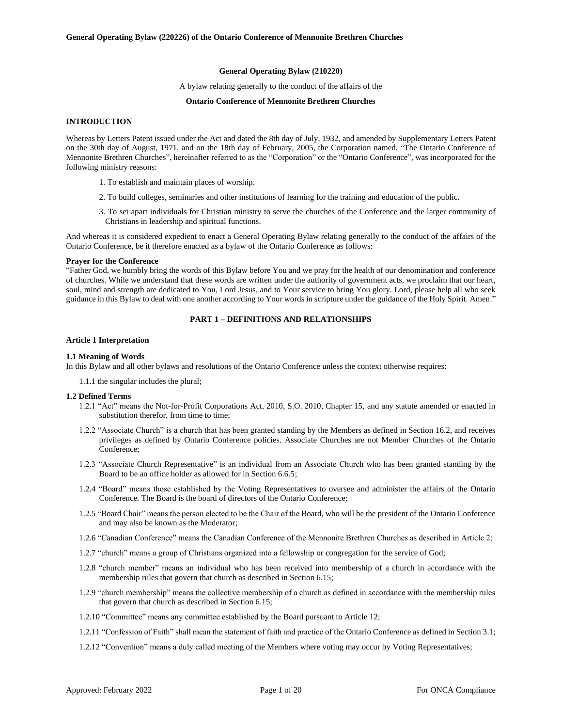**General Operating Bylaw (210220)**

A bylaw relating generally to the conduct of the affairs of the

**Ontario Conference of Mennonite Brethren Churches**

## INTRODUCTION

Whereas by Letters Patent issued under the Act and dated the 8th day of July, 1932, and amended by Supplementary Letters Patent on the 30th day of August, 1971, and on the 18th day of February, 2005, the Corporation named, "The Ontario Conference of Mennonite Brethren Churches", hereinafter referred to as the "Corporation" or the "Ontario Conference", was incorporated for the following ministry reasons:

1. To establish and maintain places of worship.
2. To build colleges, seminaries and other institutions of learning for the training and education of the public.
3. To set apart individuals for Christian ministry to serve the churches of the Conference and the larger community of Christians in leadership and spiritual functions.

And whereas it is considered expedient to enact a General Operating Bylaw relating generally to the conduct of the affairs of the Ontario Conference, be it therefore enacted as a bylaw of the Ontario Conference as follows:

**Prayer for the Conference**

"Father God, we humbly bring the words of this Bylaw before You and we pray for the health of our denomination and conference of churches. While we understand that these words are written under the authority of government acts, we proclaim that our heart, soul, mind and strength are dedicated to You, Lord Jesus, and to Your service to bring You glory. Lord, please help all who seek guidance in this Bylaw to deal with one another according to Your words in scripture under the guidance of the Holy Spirit. Amen."

## PART 1 – DEFINITIONS AND RELATIONSHIPS

### Article 1 Interpretation

#### 1.1 Meaning of Words

In this Bylaw and all other bylaws and resolutions of the Ontario Conference unless the context otherwise requires:

1.1.1 the singular includes the plural;

#### 1.2 Defined Terms

1.2.1 "Act" means the Not-for-Profit Corporations Act, 2010, S.O. 2010, Chapter 15, and any statute amended or enacted in substitution therefor, from time to time;

1.2.2 "Associate Church" is a church that has been granted standing by the Members as defined in Section 16.2, and receives privileges as defined by Ontario Conference policies. Associate Churches are not Member Churches of the Ontario Conference;

1.2.3 "Associate Church Representative" is an individual from an Associate Church who has been granted standing by the Board to be an office holder as allowed for in Section 6.6.5;

1.2.4 "Board" means those established by the Voting Representatives to oversee and administer the affairs of the Ontario Conference. The Board is the board of directors of the Ontario Conference;

1.2.5 "Board Chair" means the person elected to be the Chair of the Board, who will be the president of the Ontario Conference and may also be known as the Moderator;

1.2.6 "Canadian Conference" means the Canadian Conference of the Mennonite Brethren Churches as described in Article 2;

1.2.7 "church" means a group of Christians organized into a fellowship or congregation for the service of God;

1.2.8 "church member" means an individual who has been received into membership of a church in accordance with the membership rules that govern that church as described in Section 6.15;

1.2.9 "church membership" means the collective membership of a church as defined in accordance with the membership rules that govern that church as described in Section 6.15;

1.2.10 "Committee" means any committee established by the Board pursuant to Article 12;

1.2.11 "Confession of Faith" shall mean the statement of faith and practice of the Ontario Conference as defined in Section 3.1;

1.2.12 "Convention" means a duly called meeting of the Members where voting may occur by Voting Representatives;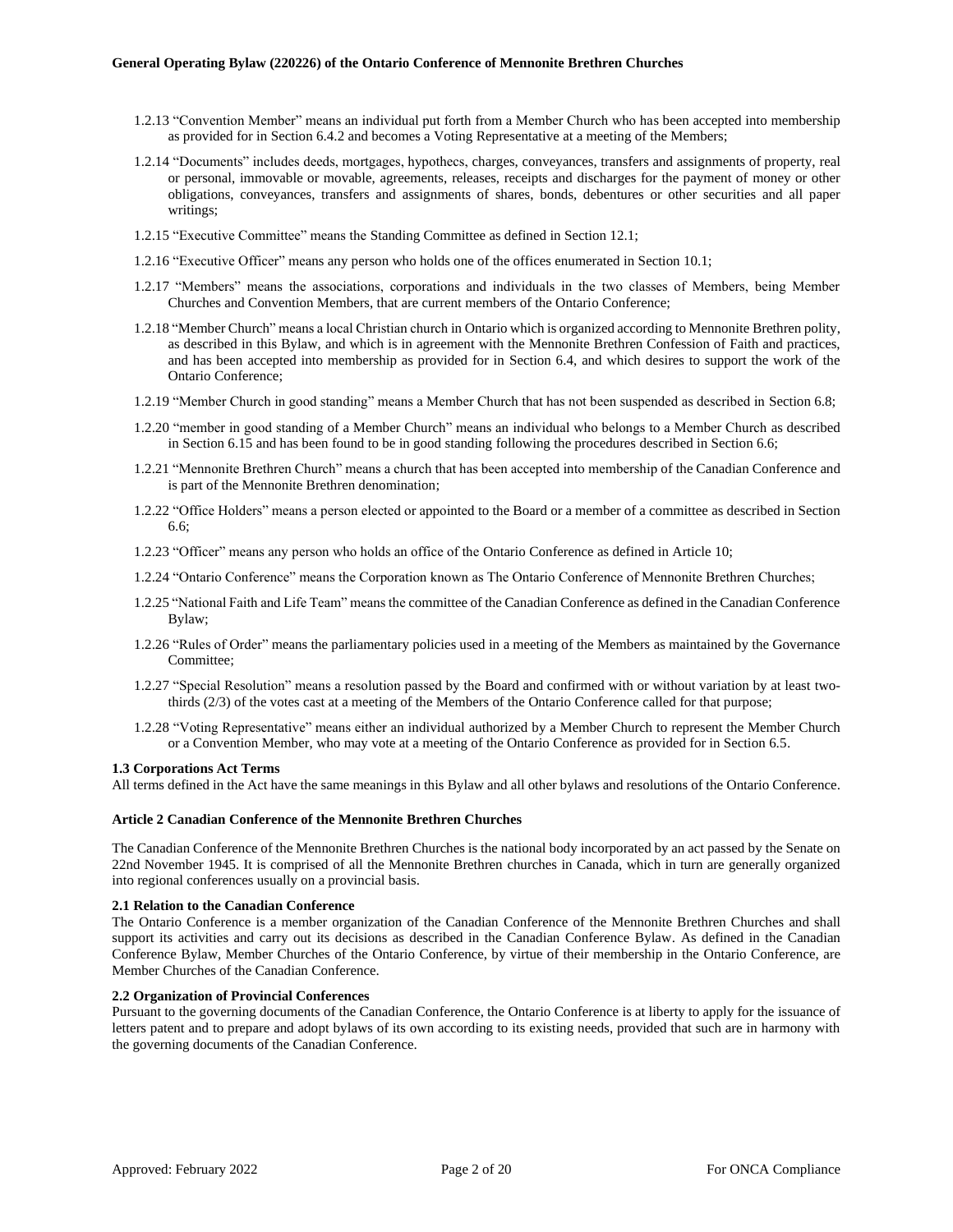1.2.13 "Convention Member" means an individual put forth from a Member Church who has been accepted into membership as provided for in Section 6.4.2 and becomes a Voting Representative at a meeting of the Members;

1.2.14 "Documents" includes deeds, mortgages, hypothecs, charges, conveyances, transfers and assignments of property, real or personal, immovable or movable, agreements, releases, receipts and discharges for the payment of money or other obligations, conveyances, transfers and assignments of shares, bonds, debentures or other securities and all paper writings;

1.2.15 "Executive Committee" means the Standing Committee as defined in Section 12.1;

1.2.16 "Executive Officer" means any person who holds one of the offices enumerated in Section 10.1;

1.2.17 "Members" means the associations, corporations and individuals in the two classes of Members, being Member Churches and Convention Members, that are current members of the Ontario Conference;

1.2.18 "Member Church" means a local Christian church in Ontario which is organized according to Mennonite Brethren polity, as described in this Bylaw, and which is in agreement with the Mennonite Brethren Confession of Faith and practices, and has been accepted into membership as provided for in Section 6.4, and which desires to support the work of the Ontario Conference;

1.2.19 "Member Church in good standing" means a Member Church that has not been suspended as described in Section 6.8;

1.2.20 "member in good standing of a Member Church" means an individual who belongs to a Member Church as described in Section 6.15 and has been found to be in good standing following the procedures described in Section 6.6;

1.2.21 "Mennonite Brethren Church" means a church that has been accepted into membership of the Canadian Conference and is part of the Mennonite Brethren denomination;

1.2.22 "Office Holders" means a person elected or appointed to the Board or a member of a committee as described in Section 6.6;

1.2.23 "Officer" means any person who holds an office of the Ontario Conference as defined in Article 10;

1.2.24 "Ontario Conference" means the Corporation known as The Ontario Conference of Mennonite Brethren Churches;

1.2.25 "National Faith and Life Team" means the committee of the Canadian Conference as defined in the Canadian Conference Bylaw;

1.2.26 "Rules of Order" means the parliamentary policies used in a meeting of the Members as maintained by the Governance Committee;

1.2.27 "Special Resolution" means a resolution passed by the Board and confirmed with or without variation by at least two-thirds (2/3) of the votes cast at a meeting of the Members of the Ontario Conference called for that purpose;

1.2.28 "Voting Representative" means either an individual authorized by a Member Church to represent the Member Church or a Convention Member, who may vote at a meeting of the Ontario Conference as provided for in Section 6.5.

### 1.3 Corporations Act Terms

All terms defined in the Act have the same meanings in this Bylaw and all other bylaws and resolutions of the Ontario Conference.

## Article 2 Canadian Conference of the Mennonite Brethren Churches

The Canadian Conference of the Mennonite Brethren Churches is the national body incorporated by an act passed by the Senate on 22nd November 1945. It is comprised of all the Mennonite Brethren churches in Canada, which in turn are generally organized into regional conferences usually on a provincial basis.

### 2.1 Relation to the Canadian Conference

The Ontario Conference is a member organization of the Canadian Conference of the Mennonite Brethren Churches and shall support its activities and carry out its decisions as described in the Canadian Conference Bylaw. As defined in the Canadian Conference Bylaw, Member Churches of the Ontario Conference, by virtue of their membership in the Ontario Conference, are Member Churches of the Canadian Conference.

### 2.2 Organization of Provincial Conferences

Pursuant to the governing documents of the Canadian Conference, the Ontario Conference is at liberty to apply for the issuance of letters patent and to prepare and adopt bylaws of its own according to its existing needs, provided that such are in harmony with the governing documents of the Canadian Conference.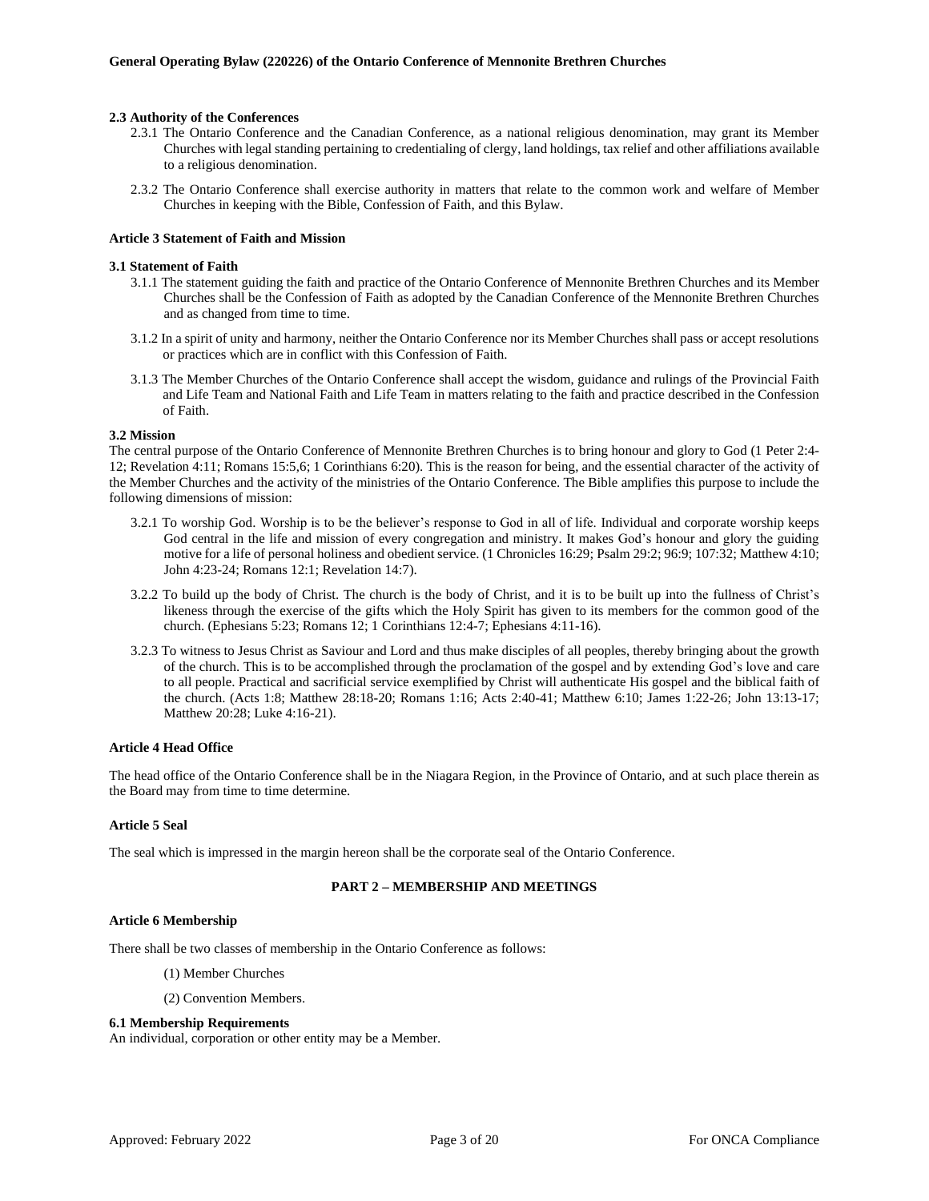### 2.3 Authority of the Conferences

2.3.1 The Ontario Conference and the Canadian Conference, as a national religious denomination, may grant its Member Churches with legal standing pertaining to credentialing of clergy, land holdings, tax relief and other affiliations available to a religious denomination.

2.3.2 The Ontario Conference shall exercise authority in matters that relate to the common work and welfare of Member Churches in keeping with the Bible, Confession of Faith, and this Bylaw.

## Article 3 Statement of Faith and Mission

### 3.1 Statement of Faith

3.1.1 The statement guiding the faith and practice of the Ontario Conference of Mennonite Brethren Churches and its Member Churches shall be the Confession of Faith as adopted by the Canadian Conference of the Mennonite Brethren Churches and as changed from time to time.

3.1.2 In a spirit of unity and harmony, neither the Ontario Conference nor its Member Churches shall pass or accept resolutions or practices which are in conflict with this Confession of Faith.

3.1.3 The Member Churches of the Ontario Conference shall accept the wisdom, guidance and rulings of the Provincial Faith and Life Team and National Faith and Life Team in matters relating to the faith and practice described in the Confession of Faith.

### 3.2 Mission

The central purpose of the Ontario Conference of Mennonite Brethren Churches is to bring honour and glory to God (1 Peter 2:4-12; Revelation 4:11; Romans 15:5,6; 1 Corinthians 6:20). This is the reason for being, and the essential character of the activity of the Member Churches and the activity of the ministries of the Ontario Conference. The Bible amplifies this purpose to include the following dimensions of mission:

3.2.1 To worship God. Worship is to be the believer's response to God in all of life. Individual and corporate worship keeps God central in the life and mission of every congregation and ministry. It makes God's honour and glory the guiding motive for a life of personal holiness and obedient service. (1 Chronicles 16:29; Psalm 29:2; 96:9; 107:32; Matthew 4:10; John 4:23-24; Romans 12:1; Revelation 14:7).

3.2.2 To build up the body of Christ. The church is the body of Christ, and it is to be built up into the fullness of Christ's likeness through the exercise of the gifts which the Holy Spirit has given to its members for the common good of the church. (Ephesians 5:23; Romans 12; 1 Corinthians 12:4-7; Ephesians 4:11-16).

3.2.3 To witness to Jesus Christ as Saviour and Lord and thus make disciples of all peoples, thereby bringing about the growth of the church. This is to be accomplished through the proclamation of the gospel and by extending God's love and care to all people. Practical and sacrificial service exemplified by Christ will authenticate His gospel and the biblical faith of the church. (Acts 1:8; Matthew 28:18-20; Romans 1:16; Acts 2:40-41; Matthew 6:10; James 1:22-26; John 13:13-17; Matthew 20:28; Luke 4:16-21).

## Article 4 Head Office

The head office of the Ontario Conference shall be in the Niagara Region, in the Province of Ontario, and at such place therein as the Board may from time to time determine.

## Article 5 Seal

The seal which is impressed in the margin hereon shall be the corporate seal of the Ontario Conference.

# PART 2 – MEMBERSHIP AND MEETINGS

## Article 6 Membership

There shall be two classes of membership in the Ontario Conference as follows:

(1) Member Churches

(2) Convention Members.

### 6.1 Membership Requirements

An individual, corporation or other entity may be a Member.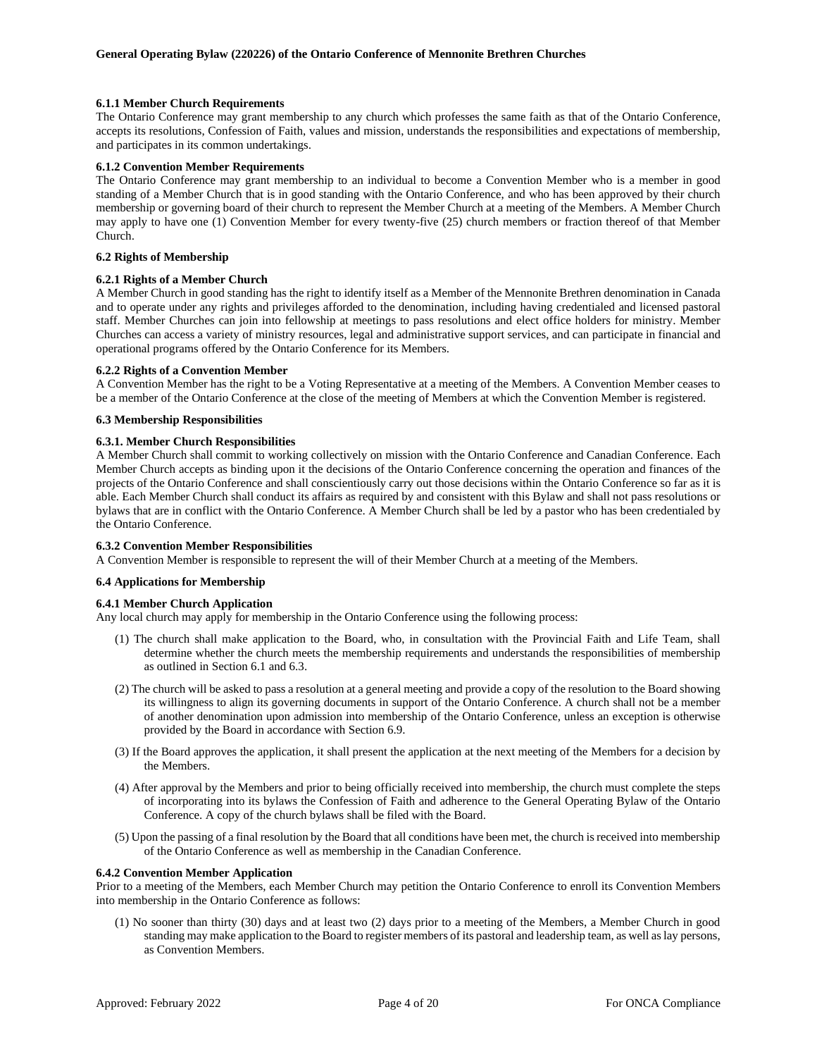#### 6.1.1 Member Church Requirements

The Ontario Conference may grant membership to any church which professes the same faith as that of the Ontario Conference, accepts its resolutions, Confession of Faith, values and mission, understands the responsibilities and expectations of membership, and participates in its common undertakings.

#### 6.1.2 Convention Member Requirements

The Ontario Conference may grant membership to an individual to become a Convention Member who is a member in good standing of a Member Church that is in good standing with the Ontario Conference, and who has been approved by their church membership or governing board of their church to represent the Member Church at a meeting of the Members. A Member Church may apply to have one (1) Convention Member for every twenty-five (25) church members or fraction thereof of that Member Church.

### 6.2 Rights of Membership

#### 6.2.1 Rights of a Member Church

A Member Church in good standing has the right to identify itself as a Member of the Mennonite Brethren denomination in Canada and to operate under any rights and privileges afforded to the denomination, including having credentialed and licensed pastoral staff. Member Churches can join into fellowship at meetings to pass resolutions and elect office holders for ministry. Member Churches can access a variety of ministry resources, legal and administrative support services, and can participate in financial and operational programs offered by the Ontario Conference for its Members.

#### 6.2.2 Rights of a Convention Member

A Convention Member has the right to be a Voting Representative at a meeting of the Members. A Convention Member ceases to be a member of the Ontario Conference at the close of the meeting of Members at which the Convention Member is registered.

### 6.3 Membership Responsibilities

#### 6.3.1. Member Church Responsibilities

A Member Church shall commit to working collectively on mission with the Ontario Conference and Canadian Conference. Each Member Church accepts as binding upon it the decisions of the Ontario Conference concerning the operation and finances of the projects of the Ontario Conference and shall conscientiously carry out those decisions within the Ontario Conference so far as it is able. Each Member Church shall conduct its affairs as required by and consistent with this Bylaw and shall not pass resolutions or bylaws that are in conflict with the Ontario Conference. A Member Church shall be led by a pastor who has been credentialed by the Ontario Conference.

#### 6.3.2 Convention Member Responsibilities

A Convention Member is responsible to represent the will of their Member Church at a meeting of the Members.

### 6.4 Applications for Membership

#### 6.4.1 Member Church Application

Any local church may apply for membership in the Ontario Conference using the following process:

(1) The church shall make application to the Board, who, in consultation with the Provincial Faith and Life Team, shall determine whether the church meets the membership requirements and understands the responsibilities of membership as outlined in Section 6.1 and 6.3.

(2) The church will be asked to pass a resolution at a general meeting and provide a copy of the resolution to the Board showing its willingness to align its governing documents in support of the Ontario Conference. A church shall not be a member of another denomination upon admission into membership of the Ontario Conference, unless an exception is otherwise provided by the Board in accordance with Section 6.9.

(3) If the Board approves the application, it shall present the application at the next meeting of the Members for a decision by the Members.

(4) After approval by the Members and prior to being officially received into membership, the church must complete the steps of incorporating into its bylaws the Confession of Faith and adherence to the General Operating Bylaw of the Ontario Conference. A copy of the church bylaws shall be filed with the Board.

(5) Upon the passing of a final resolution by the Board that all conditions have been met, the church is received into membership of the Ontario Conference as well as membership in the Canadian Conference.

#### 6.4.2 Convention Member Application

Prior to a meeting of the Members, each Member Church may petition the Ontario Conference to enroll its Convention Members into membership in the Ontario Conference as follows:

(1) No sooner than thirty (30) days and at least two (2) days prior to a meeting of the Members, a Member Church in good standing may make application to the Board to register members of its pastoral and leadership team, as well as lay persons, as Convention Members.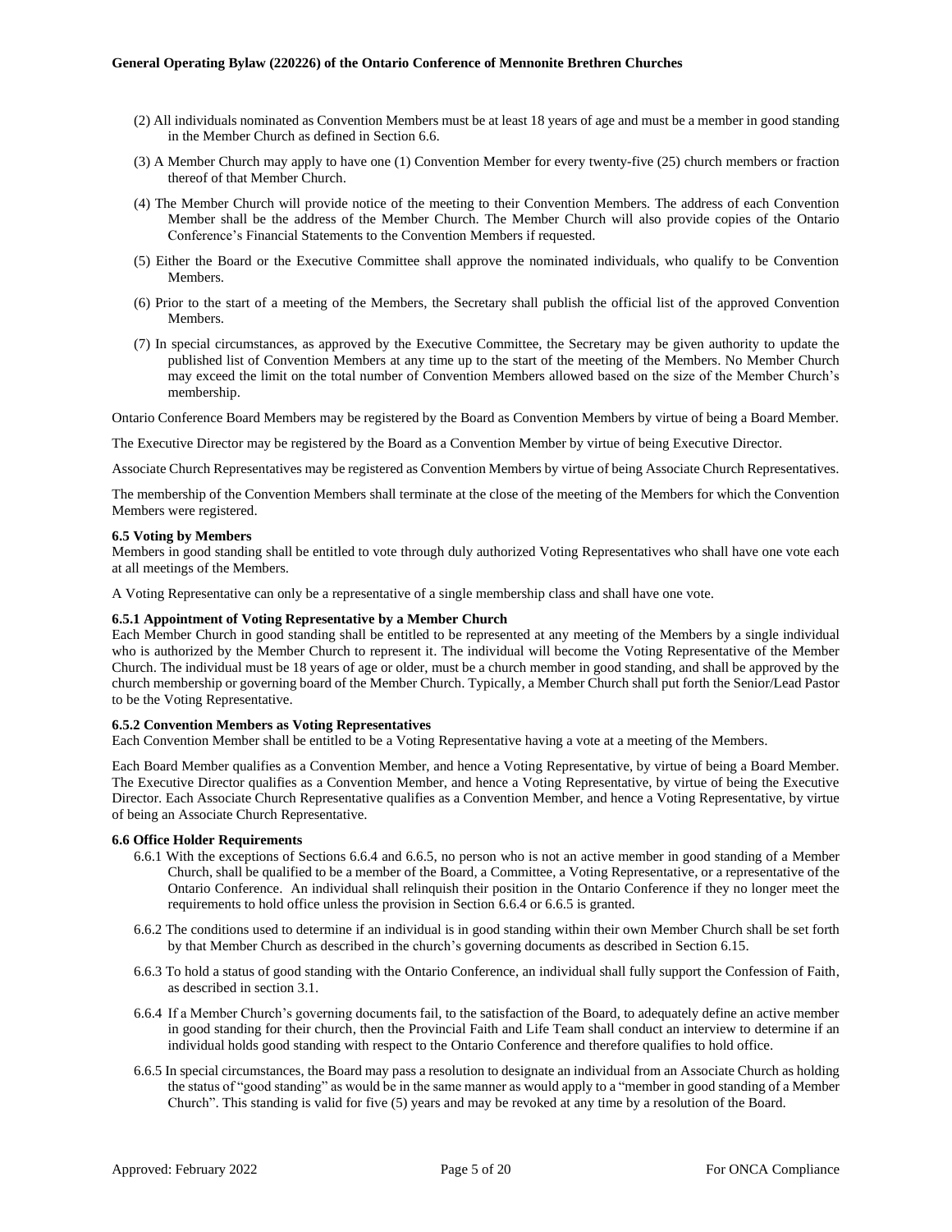(2) All individuals nominated as Convention Members must be at least 18 years of age and must be a member in good standing in the Member Church as defined in Section 6.6.

(3) A Member Church may apply to have one (1) Convention Member for every twenty-five (25) church members or fraction thereof of that Member Church.

(4) The Member Church will provide notice of the meeting to their Convention Members. The address of each Convention Member shall be the address of the Member Church. The Member Church will also provide copies of the Ontario Conference's Financial Statements to the Convention Members if requested.

(5) Either the Board or the Executive Committee shall approve the nominated individuals, who qualify to be Convention Members.

(6) Prior to the start of a meeting of the Members, the Secretary shall publish the official list of the approved Convention Members.

(7) In special circumstances, as approved by the Executive Committee, the Secretary may be given authority to update the published list of Convention Members at any time up to the start of the meeting of the Members. No Member Church may exceed the limit on the total number of Convention Members allowed based on the size of the Member Church's membership.

Ontario Conference Board Members may be registered by the Board as Convention Members by virtue of being a Board Member.

The Executive Director may be registered by the Board as a Convention Member by virtue of being Executive Director.

Associate Church Representatives may be registered as Convention Members by virtue of being Associate Church Representatives.

The membership of the Convention Members shall terminate at the close of the meeting of the Members for which the Convention Members were registered.

**6.5 Voting by Members**

Members in good standing shall be entitled to vote through duly authorized Voting Representatives who shall have one vote each at all meetings of the Members.

A Voting Representative can only be a representative of a single membership class and shall have one vote.

**6.5.1 Appointment of Voting Representative by a Member Church**

Each Member Church in good standing shall be entitled to be represented at any meeting of the Members by a single individual who is authorized by the Member Church to represent it. The individual will become the Voting Representative of the Member Church. The individual must be 18 years of age or older, must be a church member in good standing, and shall be approved by the church membership or governing board of the Member Church. Typically, a Member Church shall put forth the Senior/Lead Pastor to be the Voting Representative.

**6.5.2 Convention Members as Voting Representatives**

Each Convention Member shall be entitled to be a Voting Representative having a vote at a meeting of the Members.

Each Board Member qualifies as a Convention Member, and hence a Voting Representative, by virtue of being a Board Member. The Executive Director qualifies as a Convention Member, and hence a Voting Representative, by virtue of being the Executive Director. Each Associate Church Representative qualifies as a Convention Member, and hence a Voting Representative, by virtue of being an Associate Church Representative.

**6.6 Office Holder Requirements**

6.6.1 With the exceptions of Sections 6.6.4 and 6.6.5, no person who is not an active member in good standing of a Member Church, shall be qualified to be a member of the Board, a Committee, a Voting Representative, or a representative of the Ontario Conference. An individual shall relinquish their position in the Ontario Conference if they no longer meet the requirements to hold office unless the provision in Section 6.6.4 or 6.6.5 is granted.

6.6.2 The conditions used to determine if an individual is in good standing within their own Member Church shall be set forth by that Member Church as described in the church's governing documents as described in Section 6.15.

6.6.3 To hold a status of good standing with the Ontario Conference, an individual shall fully support the Confession of Faith, as described in section 3.1.

6.6.4 If a Member Church's governing documents fail, to the satisfaction of the Board, to adequately define an active member in good standing for their church, then the Provincial Faith and Life Team shall conduct an interview to determine if an individual holds good standing with respect to the Ontario Conference and therefore qualifies to hold office.

6.6.5 In special circumstances, the Board may pass a resolution to designate an individual from an Associate Church as holding the status of "good standing" as would be in the same manner as would apply to a "member in good standing of a Member Church". This standing is valid for five (5) years and may be revoked at any time by a resolution of the Board.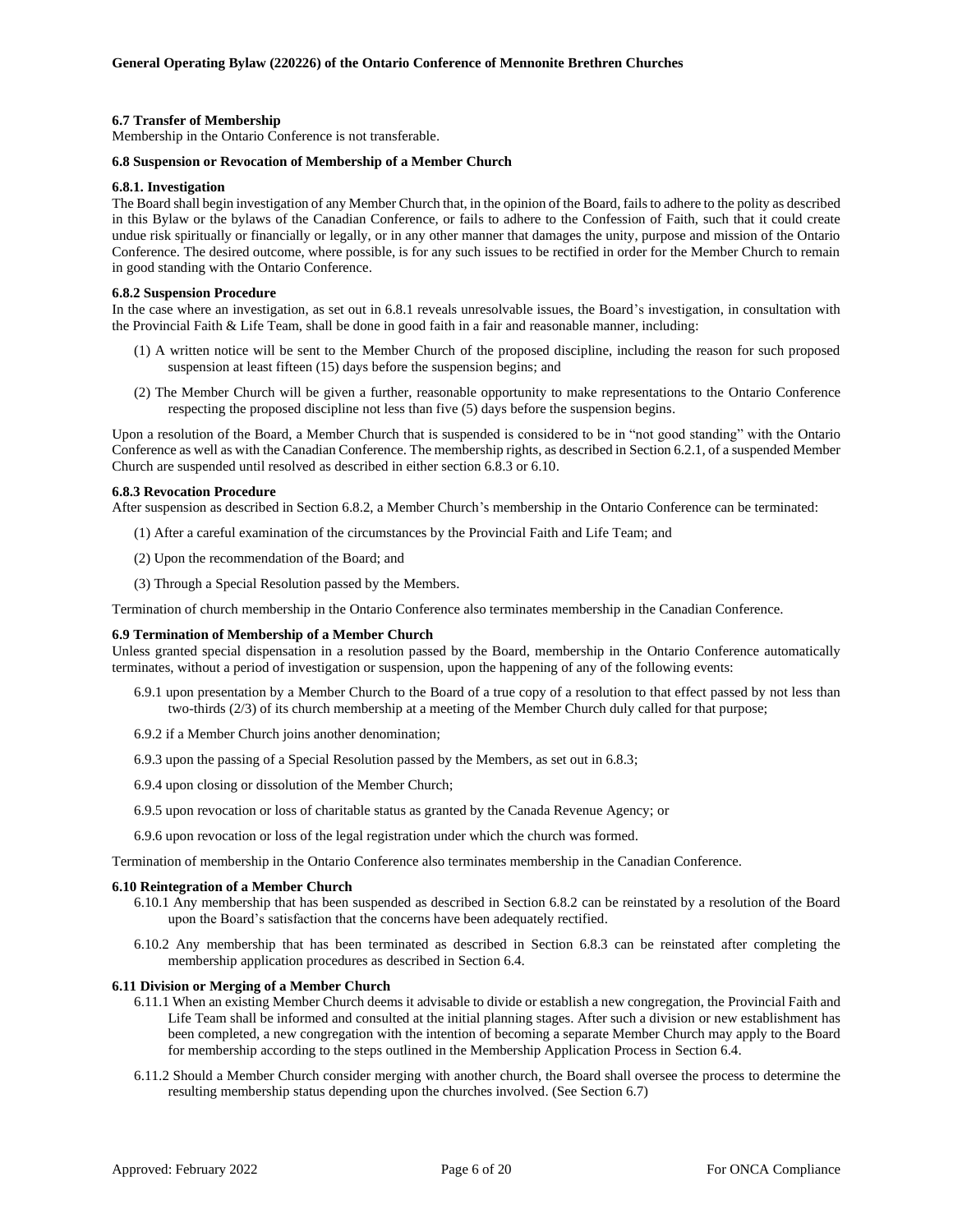**6.7 Transfer of Membership**

Membership in the Ontario Conference is not transferable.

**6.8 Suspension or Revocation of Membership of a Member Church**

**6.8.1. Investigation**

The Board shall begin investigation of any Member Church that, in the opinion of the Board, fails to adhere to the polity as described in this Bylaw or the bylaws of the Canadian Conference, or fails to adhere to the Confession of Faith, such that it could create undue risk spiritually or financially or legally, or in any other manner that damages the unity, purpose and mission of the Ontario Conference. The desired outcome, where possible, is for any such issues to be rectified in order for the Member Church to remain in good standing with the Ontario Conference.

**6.8.2 Suspension Procedure**

In the case where an investigation, as set out in 6.8.1 reveals unresolvable issues, the Board's investigation, in consultation with the Provincial Faith & Life Team, shall be done in good faith in a fair and reasonable manner, including:

(1) A written notice will be sent to the Member Church of the proposed discipline, including the reason for such proposed suspension at least fifteen (15) days before the suspension begins; and

(2) The Member Church will be given a further, reasonable opportunity to make representations to the Ontario Conference respecting the proposed discipline not less than five (5) days before the suspension begins.

Upon a resolution of the Board, a Member Church that is suspended is considered to be in "not good standing" with the Ontario Conference as well as with the Canadian Conference. The membership rights, as described in Section 6.2.1, of a suspended Member Church are suspended until resolved as described in either section 6.8.3 or 6.10.

**6.8.3 Revocation Procedure**

After suspension as described in Section 6.8.2, a Member Church's membership in the Ontario Conference can be terminated:

(1) After a careful examination of the circumstances by the Provincial Faith and Life Team; and

(2) Upon the recommendation of the Board; and

(3) Through a Special Resolution passed by the Members.

Termination of church membership in the Ontario Conference also terminates membership in the Canadian Conference.

**6.9 Termination of Membership of a Member Church**

Unless granted special dispensation in a resolution passed by the Board, membership in the Ontario Conference automatically terminates, without a period of investigation or suspension, upon the happening of any of the following events:

6.9.1 upon presentation by a Member Church to the Board of a true copy of a resolution to that effect passed by not less than two-thirds (2/3) of its church membership at a meeting of the Member Church duly called for that purpose;

6.9.2 if a Member Church joins another denomination;

6.9.3 upon the passing of a Special Resolution passed by the Members, as set out in 6.8.3;

6.9.4 upon closing or dissolution of the Member Church;

6.9.5 upon revocation or loss of charitable status as granted by the Canada Revenue Agency; or

6.9.6 upon revocation or loss of the legal registration under which the church was formed.

Termination of membership in the Ontario Conference also terminates membership in the Canadian Conference.

**6.10 Reintegration of a Member Church**

6.10.1 Any membership that has been suspended as described in Section 6.8.2 can be reinstated by a resolution of the Board upon the Board's satisfaction that the concerns have been adequately rectified.

6.10.2 Any membership that has been terminated as described in Section 6.8.3 can be reinstated after completing the membership application procedures as described in Section 6.4.

**6.11 Division or Merging of a Member Church**

6.11.1 When an existing Member Church deems it advisable to divide or establish a new congregation, the Provincial Faith and Life Team shall be informed and consulted at the initial planning stages. After such a division or new establishment has been completed, a new congregation with the intention of becoming a separate Member Church may apply to the Board for membership according to the steps outlined in the Membership Application Process in Section 6.4.

6.11.2 Should a Member Church consider merging with another church, the Board shall oversee the process to determine the resulting membership status depending upon the churches involved. (See Section 6.7)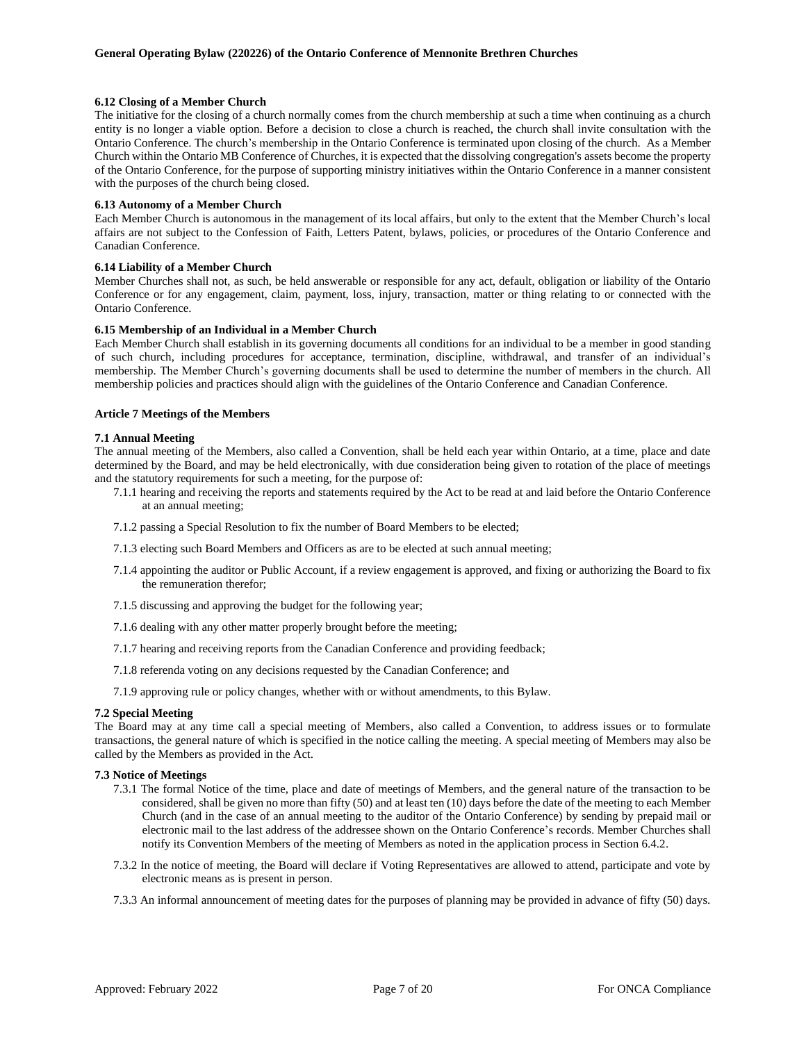### 6.12 Closing of a Member Church

The initiative for the closing of a church normally comes from the church membership at such a time when continuing as a church entity is no longer a viable option. Before a decision to close a church is reached, the church shall invite consultation with the Ontario Conference. The church's membership in the Ontario Conference is terminated upon closing of the church. As a Member Church within the Ontario MB Conference of Churches, it is expected that the dissolving congregation's assets become the property of the Ontario Conference, for the purpose of supporting ministry initiatives within the Ontario Conference in a manner consistent with the purposes of the church being closed.

### 6.13 Autonomy of a Member Church

Each Member Church is autonomous in the management of its local affairs, but only to the extent that the Member Church's local affairs are not subject to the Confession of Faith, Letters Patent, bylaws, policies, or procedures of the Ontario Conference and Canadian Conference.

### 6.14 Liability of a Member Church

Member Churches shall not, as such, be held answerable or responsible for any act, default, obligation or liability of the Ontario Conference or for any engagement, claim, payment, loss, injury, transaction, matter or thing relating to or connected with the Ontario Conference.

### 6.15 Membership of an Individual in a Member Church

Each Member Church shall establish in its governing documents all conditions for an individual to be a member in good standing of such church, including procedures for acceptance, termination, discipline, withdrawal, and transfer of an individual's membership. The Member Church's governing documents shall be used to determine the number of members in the church. All membership policies and practices should align with the guidelines of the Ontario Conference and Canadian Conference.

## Article 7 Meetings of the Members

### 7.1 Annual Meeting

The annual meeting of the Members, also called a Convention, shall be held each year within Ontario, at a time, place and date determined by the Board, and may be held electronically, with due consideration being given to rotation of the place of meetings and the statutory requirements for such a meeting, for the purpose of:

- 7.1.1 hearing and receiving the reports and statements required by the Act to be read at and laid before the Ontario Conference at an annual meeting;
- 7.1.2 passing a Special Resolution to fix the number of Board Members to be elected;
- 7.1.3 electing such Board Members and Officers as are to be elected at such annual meeting;
- 7.1.4 appointing the auditor or Public Account, if a review engagement is approved, and fixing or authorizing the Board to fix the remuneration therefor;
- 7.1.5 discussing and approving the budget for the following year;
- 7.1.6 dealing with any other matter properly brought before the meeting;
- 7.1.7 hearing and receiving reports from the Canadian Conference and providing feedback;
- 7.1.8 referenda voting on any decisions requested by the Canadian Conference; and
- 7.1.9 approving rule or policy changes, whether with or without amendments, to this Bylaw.

### 7.2 Special Meeting

The Board may at any time call a special meeting of Members, also called a Convention, to address issues or to formulate transactions, the general nature of which is specified in the notice calling the meeting. A special meeting of Members may also be called by the Members as provided in the Act.

### 7.3 Notice of Meetings

- 7.3.1 The formal Notice of the time, place and date of meetings of Members, and the general nature of the transaction to be considered, shall be given no more than fifty (50) and at least ten (10) days before the date of the meeting to each Member Church (and in the case of an annual meeting to the auditor of the Ontario Conference) by sending by prepaid mail or electronic mail to the last address of the addressee shown on the Ontario Conference's records. Member Churches shall notify its Convention Members of the meeting of Members as noted in the application process in Section 6.4.2.
- 7.3.2 In the notice of meeting, the Board will declare if Voting Representatives are allowed to attend, participate and vote by electronic means as is present in person.
- 7.3.3 An informal announcement of meeting dates for the purposes of planning may be provided in advance of fifty (50) days.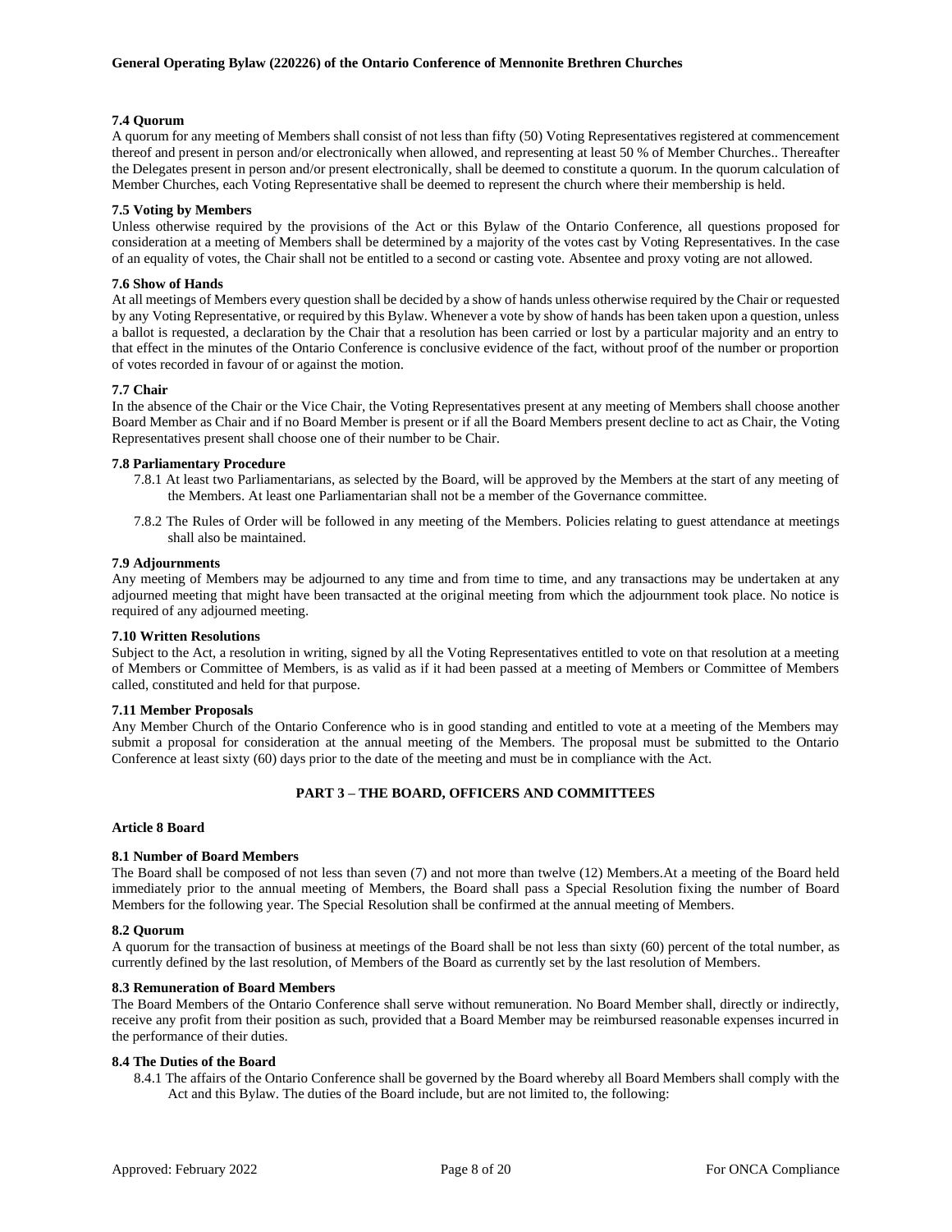**7.4 Quorum**

A quorum for any meeting of Members shall consist of not less than fifty (50) Voting Representatives registered at commencement thereof and present in person and/or electronically when allowed, and representing at least 50 % of Member Churches.. Thereafter the Delegates present in person and/or present electronically, shall be deemed to constitute a quorum. In the quorum calculation of Member Churches, each Voting Representative shall be deemed to represent the church where their membership is held.

**7.5 Voting by Members**

Unless otherwise required by the provisions of the Act or this Bylaw of the Ontario Conference, all questions proposed for consideration at a meeting of Members shall be determined by a majority of the votes cast by Voting Representatives. In the case of an equality of votes, the Chair shall not be entitled to a second or casting vote. Absentee and proxy voting are not allowed.

**7.6 Show of Hands**

At all meetings of Members every question shall be decided by a show of hands unless otherwise required by the Chair or requested by any Voting Representative, or required by this Bylaw. Whenever a vote by show of hands has been taken upon a question, unless a ballot is requested, a declaration by the Chair that a resolution has been carried or lost by a particular majority and an entry to that effect in the minutes of the Ontario Conference is conclusive evidence of the fact, without proof of the number or proportion of votes recorded in favour of or against the motion.

**7.7 Chair**

In the absence of the Chair or the Vice Chair, the Voting Representatives present at any meeting of Members shall choose another Board Member as Chair and if no Board Member is present or if all the Board Members present decline to act as Chair, the Voting Representatives present shall choose one of their number to be Chair.

**7.8 Parliamentary Procedure**

7.8.1 At least two Parliamentarians, as selected by the Board, will be approved by the Members at the start of any meeting of the Members. At least one Parliamentarian shall not be a member of the Governance committee.

7.8.2 The Rules of Order will be followed in any meeting of the Members. Policies relating to guest attendance at meetings shall also be maintained.

**7.9 Adjournments**

Any meeting of Members may be adjourned to any time and from time to time, and any transactions may be undertaken at any adjourned meeting that might have been transacted at the original meeting from which the adjournment took place. No notice is required of any adjourned meeting.

**7.10 Written Resolutions**

Subject to the Act, a resolution in writing, signed by all the Voting Representatives entitled to vote on that resolution at a meeting of Members or Committee of Members, is as valid as if it had been passed at a meeting of Members or Committee of Members called, constituted and held for that purpose.

**7.11 Member Proposals**

Any Member Church of the Ontario Conference who is in good standing and entitled to vote at a meeting of the Members may submit a proposal for consideration at the annual meeting of the Members. The proposal must be submitted to the Ontario Conference at least sixty (60) days prior to the date of the meeting and must be in compliance with the Act.

## PART 3 – THE BOARD, OFFICERS AND COMMITTEES

### Article 8 Board

**8.1 Number of Board Members**

The Board shall be composed of not less than seven (7) and not more than twelve (12) Members.At a meeting of the Board held immediately prior to the annual meeting of Members, the Board shall pass a Special Resolution fixing the number of Board Members for the following year. The Special Resolution shall be confirmed at the annual meeting of Members.

**8.2 Quorum**

A quorum for the transaction of business at meetings of the Board shall be not less than sixty (60) percent of the total number, as currently defined by the last resolution, of Members of the Board as currently set by the last resolution of Members.

**8.3 Remuneration of Board Members**

The Board Members of the Ontario Conference shall serve without remuneration. No Board Member shall, directly or indirectly, receive any profit from their position as such, provided that a Board Member may be reimbursed reasonable expenses incurred in the performance of their duties.

**8.4 The Duties of the Board**

8.4.1 The affairs of the Ontario Conference shall be governed by the Board whereby all Board Members shall comply with the Act and this Bylaw. The duties of the Board include, but are not limited to, the following: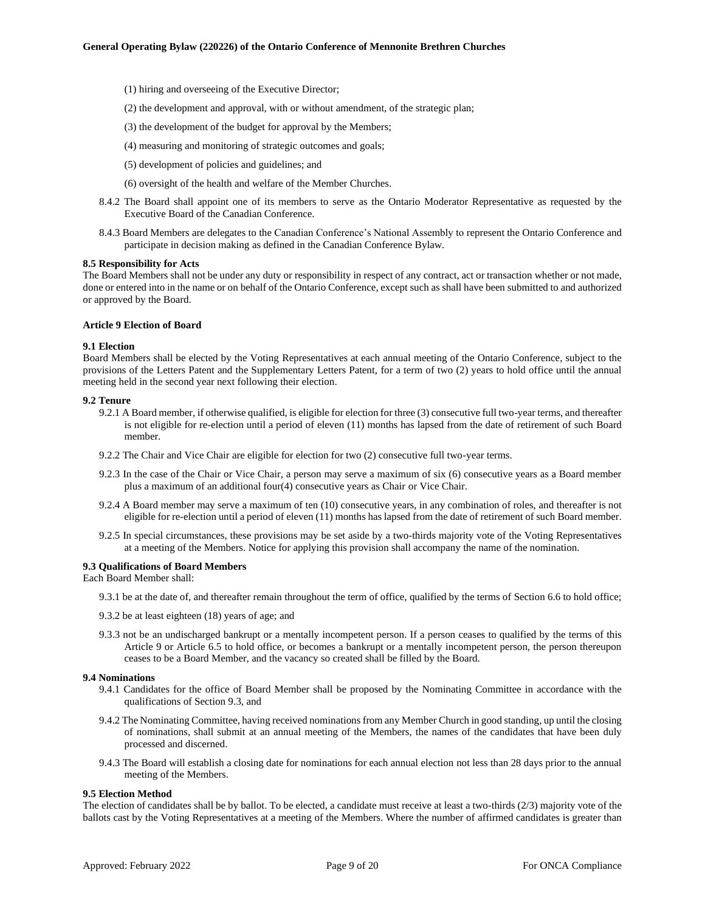(1) hiring and overseeing of the Executive Director;

(2) the development and approval, with or without amendment, of the strategic plan;

(3) the development of the budget for approval by the Members;

(4) measuring and monitoring of strategic outcomes and goals;

(5) development of policies and guidelines; and

(6) oversight of the health and welfare of the Member Churches.

8.4.2 The Board shall appoint one of its members to serve as the Ontario Moderator Representative as requested by the Executive Board of the Canadian Conference.

8.4.3 Board Members are delegates to the Canadian Conference's National Assembly to represent the Ontario Conference and participate in decision making as defined in the Canadian Conference Bylaw.

**8.5 Responsibility for Acts**

The Board Members shall not be under any duty or responsibility in respect of any contract, act or transaction whether or not made, done or entered into in the name or on behalf of the Ontario Conference, except such as shall have been submitted to and authorized or approved by the Board.

**Article 9 Election of Board**

**9.1 Election**

Board Members shall be elected by the Voting Representatives at each annual meeting of the Ontario Conference, subject to the provisions of the Letters Patent and the Supplementary Letters Patent, for a term of two (2) years to hold office until the annual meeting held in the second year next following their election.

**9.2 Tenure**

9.2.1 A Board member, if otherwise qualified, is eligible for election for three (3) consecutive full two-year terms, and thereafter is not eligible for re-election until a period of eleven (11) months has lapsed from the date of retirement of such Board member.

9.2.2 The Chair and Vice Chair are eligible for election for two (2) consecutive full two-year terms.

9.2.3 In the case of the Chair or Vice Chair, a person may serve a maximum of six (6) consecutive years as a Board member plus a maximum of an additional four(4) consecutive years as Chair or Vice Chair.

9.2.4 A Board member may serve a maximum of ten (10) consecutive years, in any combination of roles, and thereafter is not eligible for re-election until a period of eleven (11) months has lapsed from the date of retirement of such Board member.

9.2.5 In special circumstances, these provisions may be set aside by a two-thirds majority vote of the Voting Representatives at a meeting of the Members. Notice for applying this provision shall accompany the name of the nomination.

**9.3 Qualifications of Board Members**

Each Board Member shall:

9.3.1 be at the date of, and thereafter remain throughout the term of office, qualified by the terms of Section 6.6 to hold office;

9.3.2 be at least eighteen (18) years of age; and

9.3.3 not be an undischarged bankrupt or a mentally incompetent person. If a person ceases to qualified by the terms of this Article 9 or Article 6.5 to hold office, or becomes a bankrupt or a mentally incompetent person, the person thereupon ceases to be a Board Member, and the vacancy so created shall be filled by the Board.

**9.4 Nominations**

9.4.1 Candidates for the office of Board Member shall be proposed by the Nominating Committee in accordance with the qualifications of Section 9.3, and

9.4.2 The Nominating Committee, having received nominations from any Member Church in good standing, up until the closing of nominations, shall submit at an annual meeting of the Members, the names of the candidates that have been duly processed and discerned.

9.4.3 The Board will establish a closing date for nominations for each annual election not less than 28 days prior to the annual meeting of the Members.

**9.5 Election Method**

The election of candidates shall be by ballot. To be elected, a candidate must receive at least a two-thirds (2/3) majority vote of the ballots cast by the Voting Representatives at a meeting of the Members. Where the number of affirmed candidates is greater than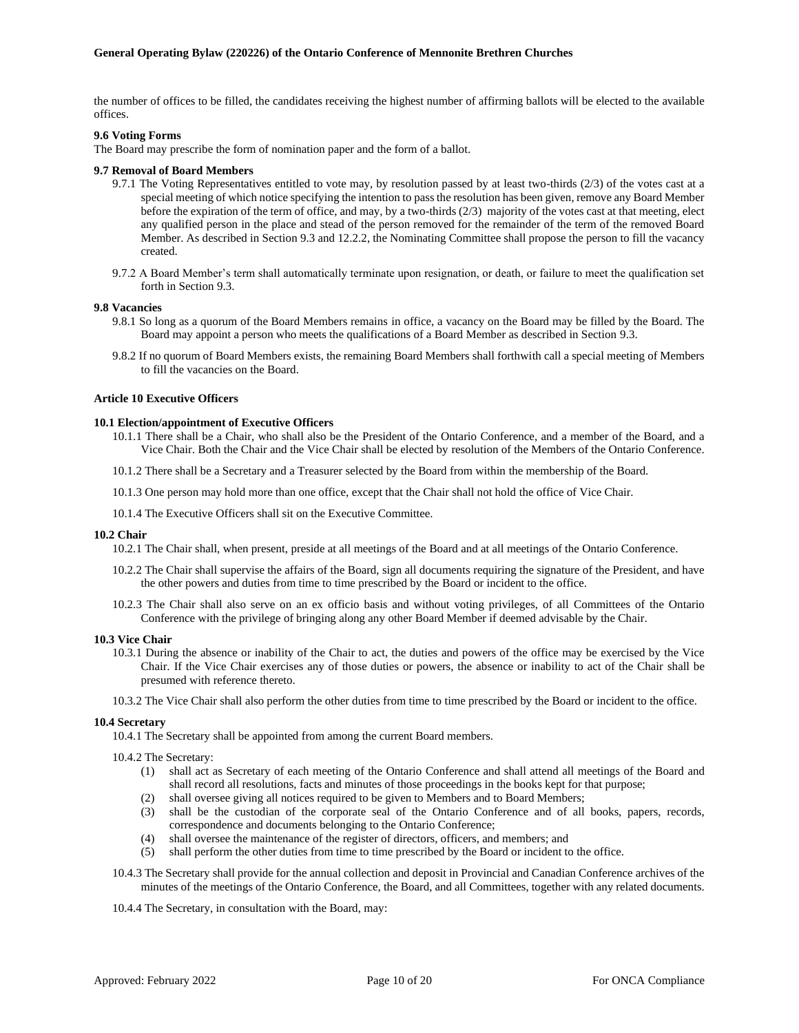the number of offices to be filled, the candidates receiving the highest number of affirming ballots will be elected to the available offices.

**9.6 Voting Forms**

The Board may prescribe the form of nomination paper and the form of a ballot.

**9.7 Removal of Board Members**

9.7.1 The Voting Representatives entitled to vote may, by resolution passed by at least two-thirds (2/3) of the votes cast at a special meeting of which notice specifying the intention to pass the resolution has been given, remove any Board Member before the expiration of the term of office, and may, by a two-thirds (2/3) majority of the votes cast at that meeting, elect any qualified person in the place and stead of the person removed for the remainder of the term of the removed Board Member. As described in Section 9.3 and 12.2.2, the Nominating Committee shall propose the person to fill the vacancy created.

9.7.2 A Board Member's term shall automatically terminate upon resignation, or death, or failure to meet the qualification set forth in Section 9.3.

**9.8 Vacancies**

9.8.1 So long as a quorum of the Board Members remains in office, a vacancy on the Board may be filled by the Board. The Board may appoint a person who meets the qualifications of a Board Member as described in Section 9.3.

9.8.2 If no quorum of Board Members exists, the remaining Board Members shall forthwith call a special meeting of Members to fill the vacancies on the Board.

## Article 10 Executive Officers

**10.1 Election/appointment of Executive Officers**

10.1.1 There shall be a Chair, who shall also be the President of the Ontario Conference, and a member of the Board, and a Vice Chair. Both the Chair and the Vice Chair shall be elected by resolution of the Members of the Ontario Conference.

10.1.2 There shall be a Secretary and a Treasurer selected by the Board from within the membership of the Board.

10.1.3 One person may hold more than one office, except that the Chair shall not hold the office of Vice Chair.

10.1.4 The Executive Officers shall sit on the Executive Committee.

**10.2 Chair**

10.2.1 The Chair shall, when present, preside at all meetings of the Board and at all meetings of the Ontario Conference.

10.2.2 The Chair shall supervise the affairs of the Board, sign all documents requiring the signature of the President, and have the other powers and duties from time to time prescribed by the Board or incident to the office.

10.2.3 The Chair shall also serve on an ex officio basis and without voting privileges, of all Committees of the Ontario Conference with the privilege of bringing along any other Board Member if deemed advisable by the Chair.

**10.3 Vice Chair**

10.3.1 During the absence or inability of the Chair to act, the duties and powers of the office may be exercised by the Vice Chair. If the Vice Chair exercises any of those duties or powers, the absence or inability to act of the Chair shall be presumed with reference thereto.

10.3.2 The Vice Chair shall also perform the other duties from time to time prescribed by the Board or incident to the office.

**10.4 Secretary**

10.4.1 The Secretary shall be appointed from among the current Board members.

10.4.2 The Secretary:

1. shall act as Secretary of each meeting of the Ontario Conference and shall attend all meetings of the Board and shall record all resolutions, facts and minutes of those proceedings in the books kept for that purpose;
2. shall oversee giving all notices required to be given to Members and to Board Members;
3. shall be the custodian of the corporate seal of the Ontario Conference and of all books, papers, records, correspondence and documents belonging to the Ontario Conference;
4. shall oversee the maintenance of the register of directors, officers, and members; and
5. shall perform the other duties from time to time prescribed by the Board or incident to the office.

10.4.3 The Secretary shall provide for the annual collection and deposit in Provincial and Canadian Conference archives of the minutes of the meetings of the Ontario Conference, the Board, and all Committees, together with any related documents.

10.4.4 The Secretary, in consultation with the Board, may: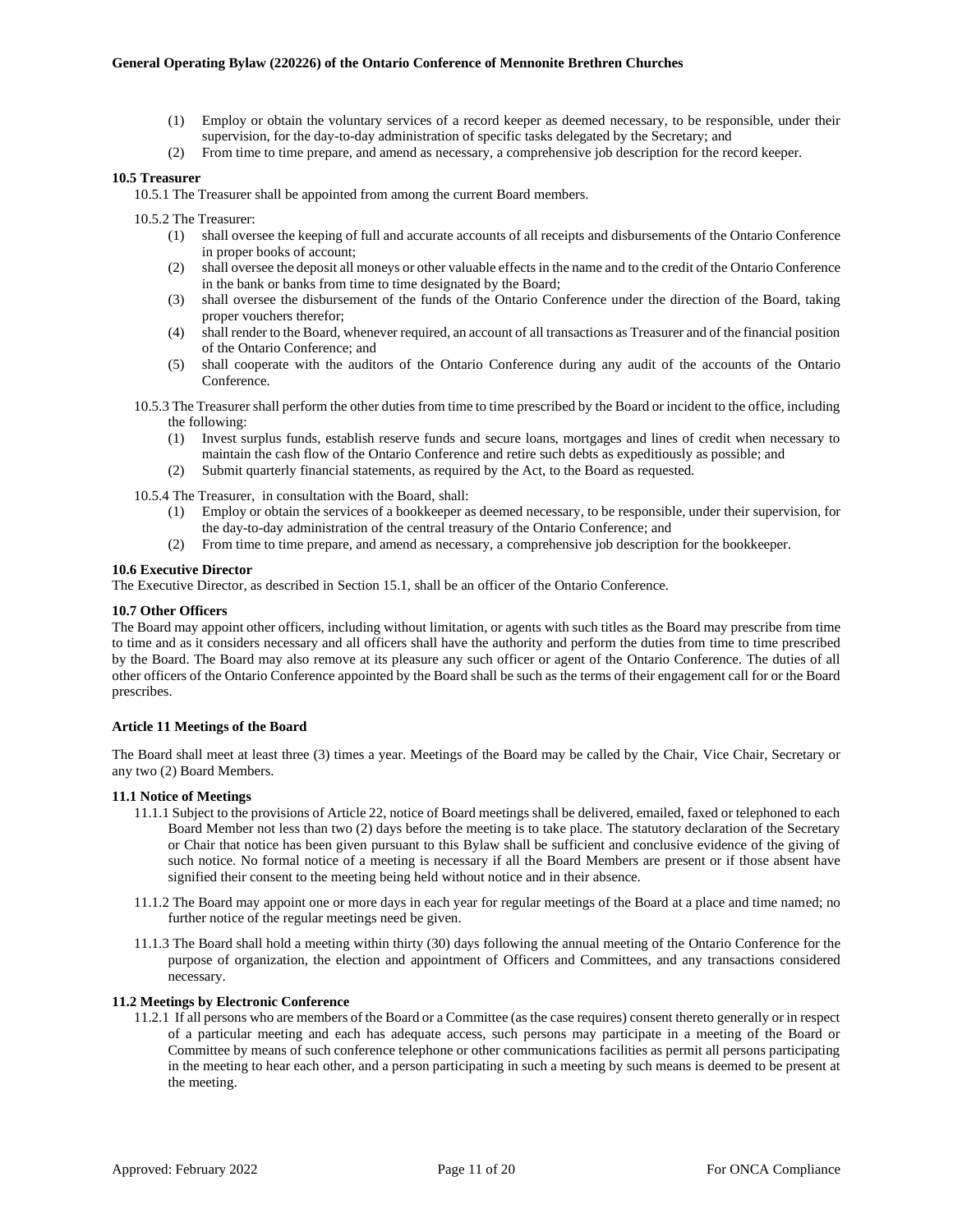(1) Employ or obtain the voluntary services of a record keeper as deemed necessary, to be responsible, under their supervision, for the day-to-day administration of specific tasks delegated by the Secretary; and

(2) From time to time prepare, and amend as necessary, a comprehensive job description for the record keeper.

**10.5 Treasurer**

10.5.1 The Treasurer shall be appointed from among the current Board members.

10.5.2 The Treasurer:

(1) shall oversee the keeping of full and accurate accounts of all receipts and disbursements of the Ontario Conference in proper books of account;

(2) shall oversee the deposit all moneys or other valuable effects in the name and to the credit of the Ontario Conference in the bank or banks from time to time designated by the Board;

(3) shall oversee the disbursement of the funds of the Ontario Conference under the direction of the Board, taking proper vouchers therefor;

(4) shall render to the Board, whenever required, an account of all transactions as Treasurer and of the financial position of the Ontario Conference; and

(5) shall cooperate with the auditors of the Ontario Conference during any audit of the accounts of the Ontario Conference.

10.5.3 The Treasurer shall perform the other duties from time to time prescribed by the Board or incident to the office, including the following:

(1) Invest surplus funds, establish reserve funds and secure loans, mortgages and lines of credit when necessary to maintain the cash flow of the Ontario Conference and retire such debts as expeditiously as possible; and

(2) Submit quarterly financial statements, as required by the Act, to the Board as requested.

10.5.4 The Treasurer, in consultation with the Board, shall:

(1) Employ or obtain the services of a bookkeeper as deemed necessary, to be responsible, under their supervision, for the day-to-day administration of the central treasury of the Ontario Conference; and

(2) From time to time prepare, and amend as necessary, a comprehensive job description for the bookkeeper.

**10.6 Executive Director**

The Executive Director, as described in Section 15.1, shall be an officer of the Ontario Conference.

**10.7 Other Officers**

The Board may appoint other officers, including without limitation, or agents with such titles as the Board may prescribe from time to time and as it considers necessary and all officers shall have the authority and perform the duties from time to time prescribed by the Board. The Board may also remove at its pleasure any such officer or agent of the Ontario Conference. The duties of all other officers of the Ontario Conference appointed by the Board shall be such as the terms of their engagement call for or the Board prescribes.

## Article 11 Meetings of the Board

The Board shall meet at least three (3) times a year. Meetings of the Board may be called by the Chair, Vice Chair, Secretary or any two (2) Board Members.

**11.1 Notice of Meetings**

11.1.1 Subject to the provisions of Article 22, notice of Board meetings shall be delivered, emailed, faxed or telephoned to each Board Member not less than two (2) days before the meeting is to take place. The statutory declaration of the Secretary or Chair that notice has been given pursuant to this Bylaw shall be sufficient and conclusive evidence of the giving of such notice. No formal notice of a meeting is necessary if all the Board Members are present or if those absent have signified their consent to the meeting being held without notice and in their absence.

11.1.2 The Board may appoint one or more days in each year for regular meetings of the Board at a place and time named; no further notice of the regular meetings need be given.

11.1.3 The Board shall hold a meeting within thirty (30) days following the annual meeting of the Ontario Conference for the purpose of organization, the election and appointment of Officers and Committees, and any transactions considered necessary.

**11.2 Meetings by Electronic Conference**

11.2.1 If all persons who are members of the Board or a Committee (as the case requires) consent thereto generally or in respect of a particular meeting and each has adequate access, such persons may participate in a meeting of the Board or Committee by means of such conference telephone or other communications facilities as permit all persons participating in the meeting to hear each other, and a person participating in such a meeting by such means is deemed to be present at the meeting.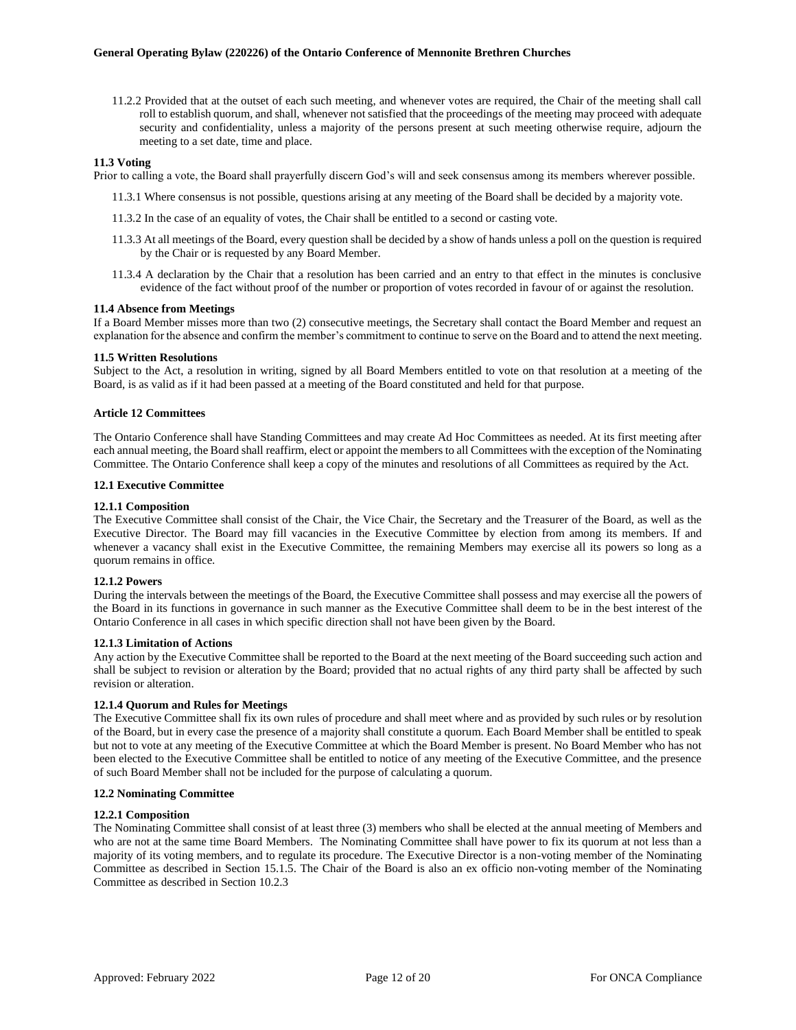11.2.2 Provided that at the outset of each such meeting, and whenever votes are required, the Chair of the meeting shall call roll to establish quorum, and shall, whenever not satisfied that the proceedings of the meeting may proceed with adequate security and confidentiality, unless a majority of the persons present at such meeting otherwise require, adjourn the meeting to a set date, time and place.

**11.3 Voting**

Prior to calling a vote, the Board shall prayerfully discern God's will and seek consensus among its members wherever possible.

11.3.1 Where consensus is not possible, questions arising at any meeting of the Board shall be decided by a majority vote.

11.3.2 In the case of an equality of votes, the Chair shall be entitled to a second or casting vote.

11.3.3 At all meetings of the Board, every question shall be decided by a show of hands unless a poll on the question is required by the Chair or is requested by any Board Member.

11.3.4 A declaration by the Chair that a resolution has been carried and an entry to that effect in the minutes is conclusive evidence of the fact without proof of the number or proportion of votes recorded in favour of or against the resolution.

**11.4 Absence from Meetings**

If a Board Member misses more than two (2) consecutive meetings, the Secretary shall contact the Board Member and request an explanation for the absence and confirm the member's commitment to continue to serve on the Board and to attend the next meeting.

**11.5 Written Resolutions**

Subject to the Act, a resolution in writing, signed by all Board Members entitled to vote on that resolution at a meeting of the Board, is as valid as if it had been passed at a meeting of the Board constituted and held for that purpose.

## Article 12 Committees

The Ontario Conference shall have Standing Committees and may create Ad Hoc Committees as needed. At its first meeting after each annual meeting, the Board shall reaffirm, elect or appoint the members to all Committees with the exception of the Nominating Committee. The Ontario Conference shall keep a copy of the minutes and resolutions of all Committees as required by the Act.

### 12.1 Executive Committee

**12.1.1 Composition**

The Executive Committee shall consist of the Chair, the Vice Chair, the Secretary and the Treasurer of the Board, as well as the Executive Director. The Board may fill vacancies in the Executive Committee by election from among its members. If and whenever a vacancy shall exist in the Executive Committee, the remaining Members may exercise all its powers so long as a quorum remains in office.

**12.1.2 Powers**

During the intervals between the meetings of the Board, the Executive Committee shall possess and may exercise all the powers of the Board in its functions in governance in such manner as the Executive Committee shall deem to be in the best interest of the Ontario Conference in all cases in which specific direction shall not have been given by the Board.

**12.1.3 Limitation of Actions**

Any action by the Executive Committee shall be reported to the Board at the next meeting of the Board succeeding such action and shall be subject to revision or alteration by the Board; provided that no actual rights of any third party shall be affected by such revision or alteration.

**12.1.4 Quorum and Rules for Meetings**

The Executive Committee shall fix its own rules of procedure and shall meet where and as provided by such rules or by resolution of the Board, but in every case the presence of a majority shall constitute a quorum. Each Board Member shall be entitled to speak but not to vote at any meeting of the Executive Committee at which the Board Member is present. No Board Member who has not been elected to the Executive Committee shall be entitled to notice of any meeting of the Executive Committee, and the presence of such Board Member shall not be included for the purpose of calculating a quorum.

### 12.2 Nominating Committee

**12.2.1 Composition**

The Nominating Committee shall consist of at least three (3) members who shall be elected at the annual meeting of Members and who are not at the same time Board Members. The Nominating Committee shall have power to fix its quorum at not less than a majority of its voting members, and to regulate its procedure. The Executive Director is a non-voting member of the Nominating Committee as described in Section 15.1.5. The Chair of the Board is also an ex officio non-voting member of the Nominating Committee as described in Section 10.2.3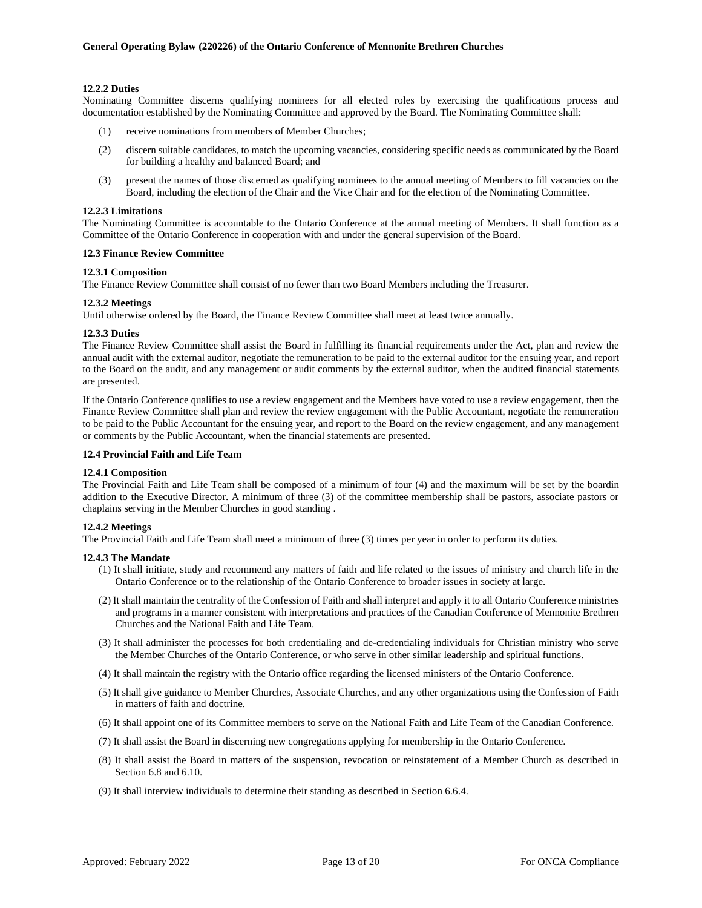#### 12.2.2 Duties

Nominating Committee discerns qualifying nominees for all elected roles by exercising the qualifications process and documentation established by the Nominating Committee and approved by the Board. The Nominating Committee shall:

(1) receive nominations from members of Member Churches;

(2) discern suitable candidates, to match the upcoming vacancies, considering specific needs as communicated by the Board for building a healthy and balanced Board; and

(3) present the names of those discerned as qualifying nominees to the annual meeting of Members to fill vacancies on the Board, including the election of the Chair and the Vice Chair and for the election of the Nominating Committee.

#### 12.2.3 Limitations

The Nominating Committee is accountable to the Ontario Conference at the annual meeting of Members. It shall function as a Committee of the Ontario Conference in cooperation with and under the general supervision of the Board.

### 12.3 Finance Review Committee

#### 12.3.1 Composition

The Finance Review Committee shall consist of no fewer than two Board Members including the Treasurer.

#### 12.3.2 Meetings

Until otherwise ordered by the Board, the Finance Review Committee shall meet at least twice annually.

#### 12.3.3 Duties

The Finance Review Committee shall assist the Board in fulfilling its financial requirements under the Act, plan and review the annual audit with the external auditor, negotiate the remuneration to be paid to the external auditor for the ensuing year, and report to the Board on the audit, and any management or audit comments by the external auditor, when the audited financial statements are presented.

If the Ontario Conference qualifies to use a review engagement and the Members have voted to use a review engagement, then the Finance Review Committee shall plan and review the review engagement with the Public Accountant, negotiate the remuneration to be paid to the Public Accountant for the ensuing year, and report to the Board on the review engagement, and any management or comments by the Public Accountant, when the financial statements are presented.

### 12.4 Provincial Faith and Life Team

#### 12.4.1 Composition

The Provincial Faith and Life Team shall be composed of a minimum of four (4) and the maximum will be set by the boardin addition to the Executive Director. A minimum of three (3) of the committee membership shall be pastors, associate pastors or chaplains serving in the Member Churches in good standing .

#### 12.4.2 Meetings

The Provincial Faith and Life Team shall meet a minimum of three (3) times per year in order to perform its duties.

#### 12.4.3 The Mandate

(1) It shall initiate, study and recommend any matters of faith and life related to the issues of ministry and church life in the Ontario Conference or to the relationship of the Ontario Conference to broader issues in society at large.

(2) It shall maintain the centrality of the Confession of Faith and shall interpret and apply it to all Ontario Conference ministries and programs in a manner consistent with interpretations and practices of the Canadian Conference of Mennonite Brethren Churches and the National Faith and Life Team.

(3) It shall administer the processes for both credentialing and de-credentialing individuals for Christian ministry who serve the Member Churches of the Ontario Conference, or who serve in other similar leadership and spiritual functions.

(4) It shall maintain the registry with the Ontario office regarding the licensed ministers of the Ontario Conference.

(5) It shall give guidance to Member Churches, Associate Churches, and any other organizations using the Confession of Faith in matters of faith and doctrine.

(6) It shall appoint one of its Committee members to serve on the National Faith and Life Team of the Canadian Conference.

(7) It shall assist the Board in discerning new congregations applying for membership in the Ontario Conference.

(8) It shall assist the Board in matters of the suspension, revocation or reinstatement of a Member Church as described in Section 6.8 and 6.10.

(9) It shall interview individuals to determine their standing as described in Section 6.6.4.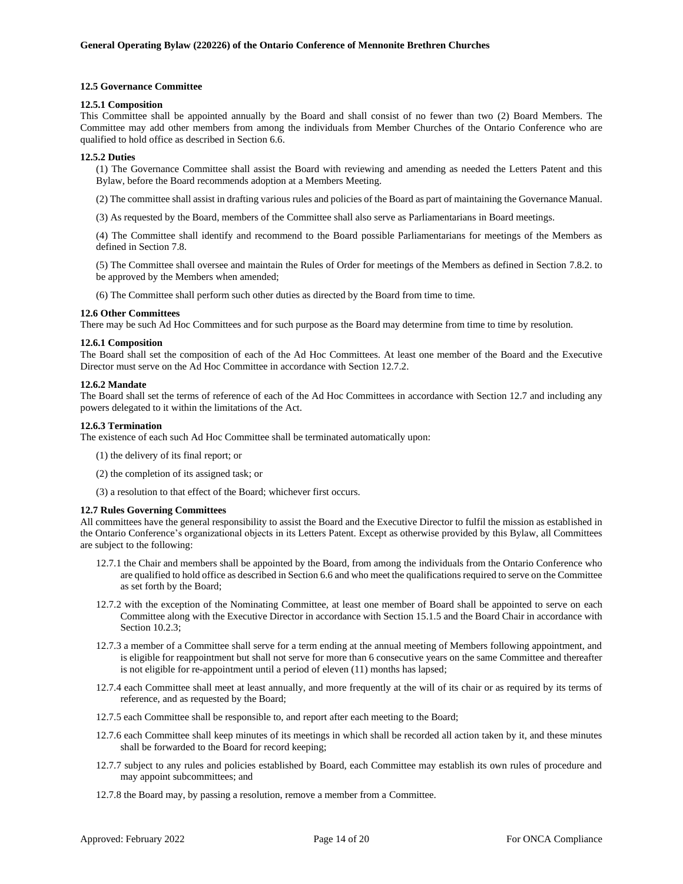### 12.5 Governance Committee

#### 12.5.1 Composition

This Committee shall be appointed annually by the Board and shall consist of no fewer than two (2) Board Members. The Committee may add other members from among the individuals from Member Churches of the Ontario Conference who are qualified to hold office as described in Section 6.6.

#### 12.5.2 Duties

(1) The Governance Committee shall assist the Board with reviewing and amending as needed the Letters Patent and this Bylaw, before the Board recommends adoption at a Members Meeting.

(2) The committee shall assist in drafting various rules and policies of the Board as part of maintaining the Governance Manual.

(3) As requested by the Board, members of the Committee shall also serve as Parliamentarians in Board meetings.

(4) The Committee shall identify and recommend to the Board possible Parliamentarians for meetings of the Members as defined in Section 7.8.

(5) The Committee shall oversee and maintain the Rules of Order for meetings of the Members as defined in Section 7.8.2. to be approved by the Members when amended;

(6) The Committee shall perform such other duties as directed by the Board from time to time.

### 12.6 Other Committees

There may be such Ad Hoc Committees and for such purpose as the Board may determine from time to time by resolution.

#### 12.6.1 Composition

The Board shall set the composition of each of the Ad Hoc Committees. At least one member of the Board and the Executive Director must serve on the Ad Hoc Committee in accordance with Section 12.7.2.

#### 12.6.2 Mandate

The Board shall set the terms of reference of each of the Ad Hoc Committees in accordance with Section 12.7 and including any powers delegated to it within the limitations of the Act.

#### 12.6.3 Termination

The existence of each such Ad Hoc Committee shall be terminated automatically upon:

(1) the delivery of its final report; or

(2) the completion of its assigned task; or

(3) a resolution to that effect of the Board; whichever first occurs.

### 12.7 Rules Governing Committees

All committees have the general responsibility to assist the Board and the Executive Director to fulfil the mission as established in the Ontario Conference's organizational objects in its Letters Patent. Except as otherwise provided by this Bylaw, all Committees are subject to the following:

12.7.1 the Chair and members shall be appointed by the Board, from among the individuals from the Ontario Conference who are qualified to hold office as described in Section 6.6 and who meet the qualifications required to serve on the Committee as set forth by the Board;

12.7.2 with the exception of the Nominating Committee, at least one member of Board shall be appointed to serve on each Committee along with the Executive Director in accordance with Section 15.1.5 and the Board Chair in accordance with Section 10.2.3;

12.7.3 a member of a Committee shall serve for a term ending at the annual meeting of Members following appointment, and is eligible for reappointment but shall not serve for more than 6 consecutive years on the same Committee and thereafter is not eligible for re-appointment until a period of eleven (11) months has lapsed;

12.7.4 each Committee shall meet at least annually, and more frequently at the will of its chair or as required by its terms of reference, and as requested by the Board;

12.7.5 each Committee shall be responsible to, and report after each meeting to the Board;

12.7.6 each Committee shall keep minutes of its meetings in which shall be recorded all action taken by it, and these minutes shall be forwarded to the Board for record keeping;

12.7.7 subject to any rules and policies established by Board, each Committee may establish its own rules of procedure and may appoint subcommittees; and

12.7.8 the Board may, by passing a resolution, remove a member from a Committee.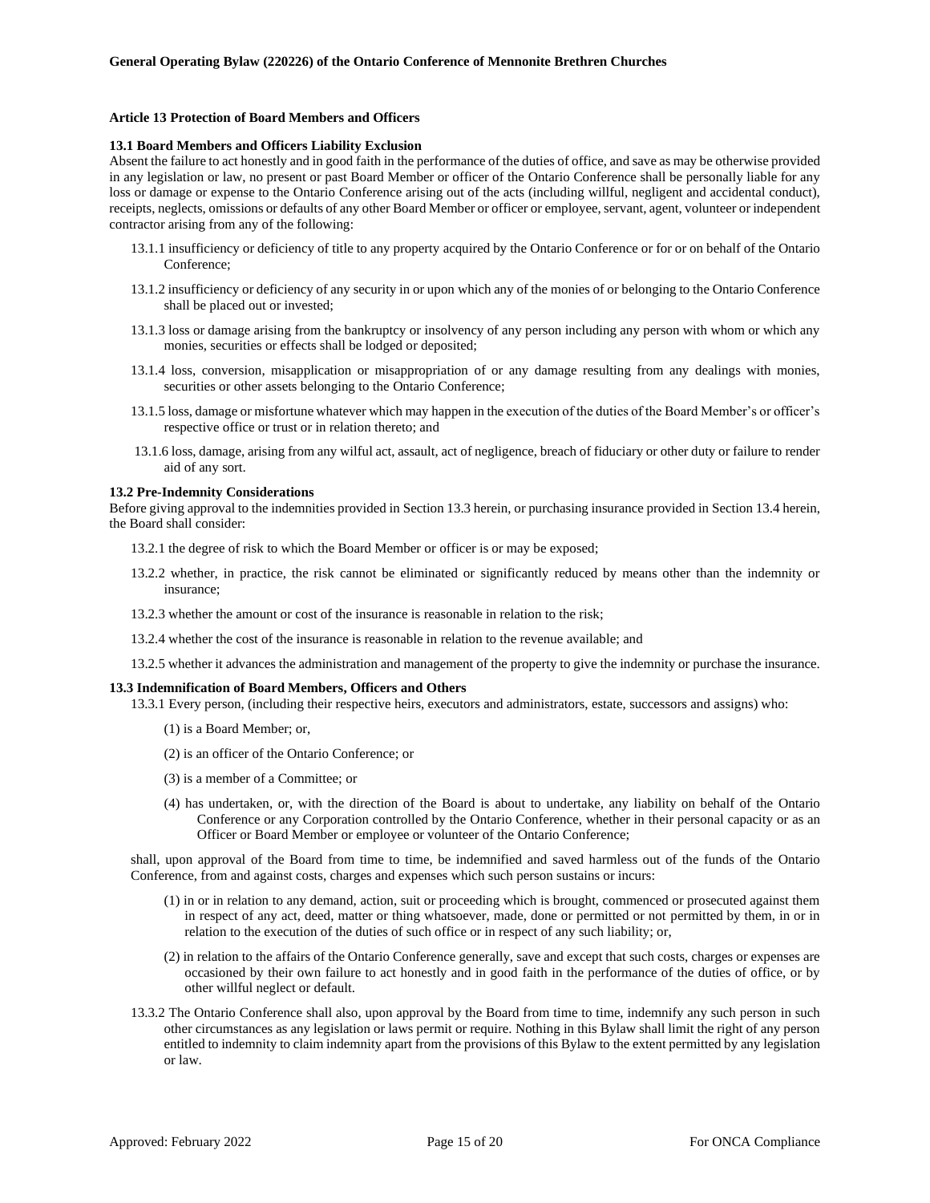### Article 13 Protection of Board Members and Officers

**13.1 Board Members and Officers Liability Exclusion**

Absent the failure to act honestly and in good faith in the performance of the duties of office, and save as may be otherwise provided in any legislation or law, no present or past Board Member or officer of the Ontario Conference shall be personally liable for any loss or damage or expense to the Ontario Conference arising out of the acts (including willful, negligent and accidental conduct), receipts, neglects, omissions or defaults of any other Board Member or officer or employee, servant, agent, volunteer or independent contractor arising from any of the following:

13.1.1 insufficiency or deficiency of title to any property acquired by the Ontario Conference or for or on behalf of the Ontario Conference;

13.1.2 insufficiency or deficiency of any security in or upon which any of the monies of or belonging to the Ontario Conference shall be placed out or invested;

13.1.3 loss or damage arising from the bankruptcy or insolvency of any person including any person with whom or which any monies, securities or effects shall be lodged or deposited;

13.1.4 loss, conversion, misapplication or misappropriation of or any damage resulting from any dealings with monies, securities or other assets belonging to the Ontario Conference;

13.1.5 loss, damage or misfortune whatever which may happen in the execution of the duties of the Board Member's or officer's respective office or trust or in relation thereto; and

13.1.6 loss, damage, arising from any wilful act, assault, act of negligence, breach of fiduciary or other duty or failure to render aid of any sort.

**13.2 Pre-Indemnity Considerations**

Before giving approval to the indemnities provided in Section 13.3 herein, or purchasing insurance provided in Section 13.4 herein, the Board shall consider:

13.2.1 the degree of risk to which the Board Member or officer is or may be exposed;

13.2.2 whether, in practice, the risk cannot be eliminated or significantly reduced by means other than the indemnity or insurance;

13.2.3 whether the amount or cost of the insurance is reasonable in relation to the risk;

13.2.4 whether the cost of the insurance is reasonable in relation to the revenue available; and

13.2.5 whether it advances the administration and management of the property to give the indemnity or purchase the insurance.

**13.3 Indemnification of Board Members, Officers and Others**

13.3.1 Every person, (including their respective heirs, executors and administrators, estate, successors and assigns) who:

(1) is a Board Member; or,

(2) is an officer of the Ontario Conference; or

(3) is a member of a Committee; or

(4) has undertaken, or, with the direction of the Board is about to undertake, any liability on behalf of the Ontario Conference or any Corporation controlled by the Ontario Conference, whether in their personal capacity or as an Officer or Board Member or employee or volunteer of the Ontario Conference;

shall, upon approval of the Board from time to time, be indemnified and saved harmless out of the funds of the Ontario Conference, from and against costs, charges and expenses which such person sustains or incurs:

(1) in or in relation to any demand, action, suit or proceeding which is brought, commenced or prosecuted against them in respect of any act, deed, matter or thing whatsoever, made, done or permitted or not permitted by them, in or in relation to the execution of the duties of such office or in respect of any such liability; or,

(2) in relation to the affairs of the Ontario Conference generally, save and except that such costs, charges or expenses are occasioned by their own failure to act honestly and in good faith in the performance of the duties of office, or by other willful neglect or default.

13.3.2 The Ontario Conference shall also, upon approval by the Board from time to time, indemnify any such person in such other circumstances as any legislation or laws permit or require. Nothing in this Bylaw shall limit the right of any person entitled to indemnity to claim indemnity apart from the provisions of this Bylaw to the extent permitted by any legislation or law.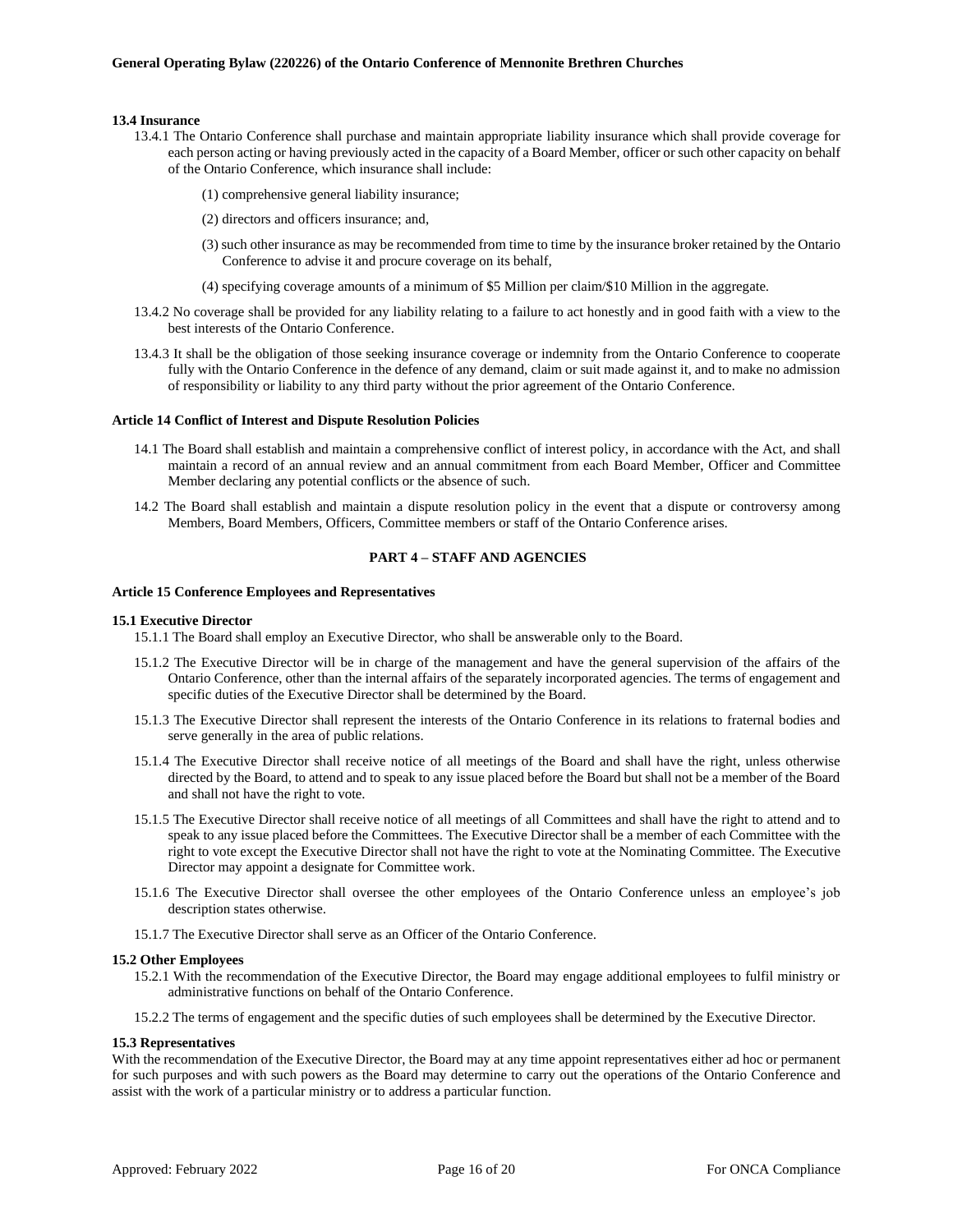**13.4 Insurance**

13.4.1 The Ontario Conference shall purchase and maintain appropriate liability insurance which shall provide coverage for each person acting or having previously acted in the capacity of a Board Member, officer or such other capacity on behalf of the Ontario Conference, which insurance shall include:

(1) comprehensive general liability insurance;

(2) directors and officers insurance; and,

(3) such other insurance as may be recommended from time to time by the insurance broker retained by the Ontario Conference to advise it and procure coverage on its behalf,

(4) specifying coverage amounts of a minimum of $5 Million per claim/$10 Million in the aggregate.

13.4.2 No coverage shall be provided for any liability relating to a failure to act honestly and in good faith with a view to the best interests of the Ontario Conference.

13.4.3 It shall be the obligation of those seeking insurance coverage or indemnity from the Ontario Conference to cooperate fully with the Ontario Conference in the defence of any demand, claim or suit made against it, and to make no admission of responsibility or liability to any third party without the prior agreement of the Ontario Conference.

**Article 14 Conflict of Interest and Dispute Resolution Policies**

14.1 The Board shall establish and maintain a comprehensive conflict of interest policy, in accordance with the Act, and shall maintain a record of an annual review and an annual commitment from each Board Member, Officer and Committee Member declaring any potential conflicts or the absence of such.

14.2 The Board shall establish and maintain a dispute resolution policy in the event that a dispute or controversy among Members, Board Members, Officers, Committee members or staff of the Ontario Conference arises.

## PART 4 – STAFF AND AGENCIES

**Article 15 Conference Employees and Representatives**

**15.1 Executive Director**

15.1.1 The Board shall employ an Executive Director, who shall be answerable only to the Board.

15.1.2 The Executive Director will be in charge of the management and have the general supervision of the affairs of the Ontario Conference, other than the internal affairs of the separately incorporated agencies. The terms of engagement and specific duties of the Executive Director shall be determined by the Board.

15.1.3 The Executive Director shall represent the interests of the Ontario Conference in its relations to fraternal bodies and serve generally in the area of public relations.

15.1.4 The Executive Director shall receive notice of all meetings of the Board and shall have the right, unless otherwise directed by the Board, to attend and to speak to any issue placed before the Board but shall not be a member of the Board and shall not have the right to vote.

15.1.5 The Executive Director shall receive notice of all meetings of all Committees and shall have the right to attend and to speak to any issue placed before the Committees. The Executive Director shall be a member of each Committee with the right to vote except the Executive Director shall not have the right to vote at the Nominating Committee. The Executive Director may appoint a designate for Committee work.

15.1.6 The Executive Director shall oversee the other employees of the Ontario Conference unless an employee's job description states otherwise.

15.1.7 The Executive Director shall serve as an Officer of the Ontario Conference.

**15.2 Other Employees**

15.2.1 With the recommendation of the Executive Director, the Board may engage additional employees to fulfil ministry or administrative functions on behalf of the Ontario Conference.

15.2.2 The terms of engagement and the specific duties of such employees shall be determined by the Executive Director.

**15.3 Representatives**

With the recommendation of the Executive Director, the Board may at any time appoint representatives either ad hoc or permanent for such purposes and with such powers as the Board may determine to carry out the operations of the Ontario Conference and assist with the work of a particular ministry or to address a particular function.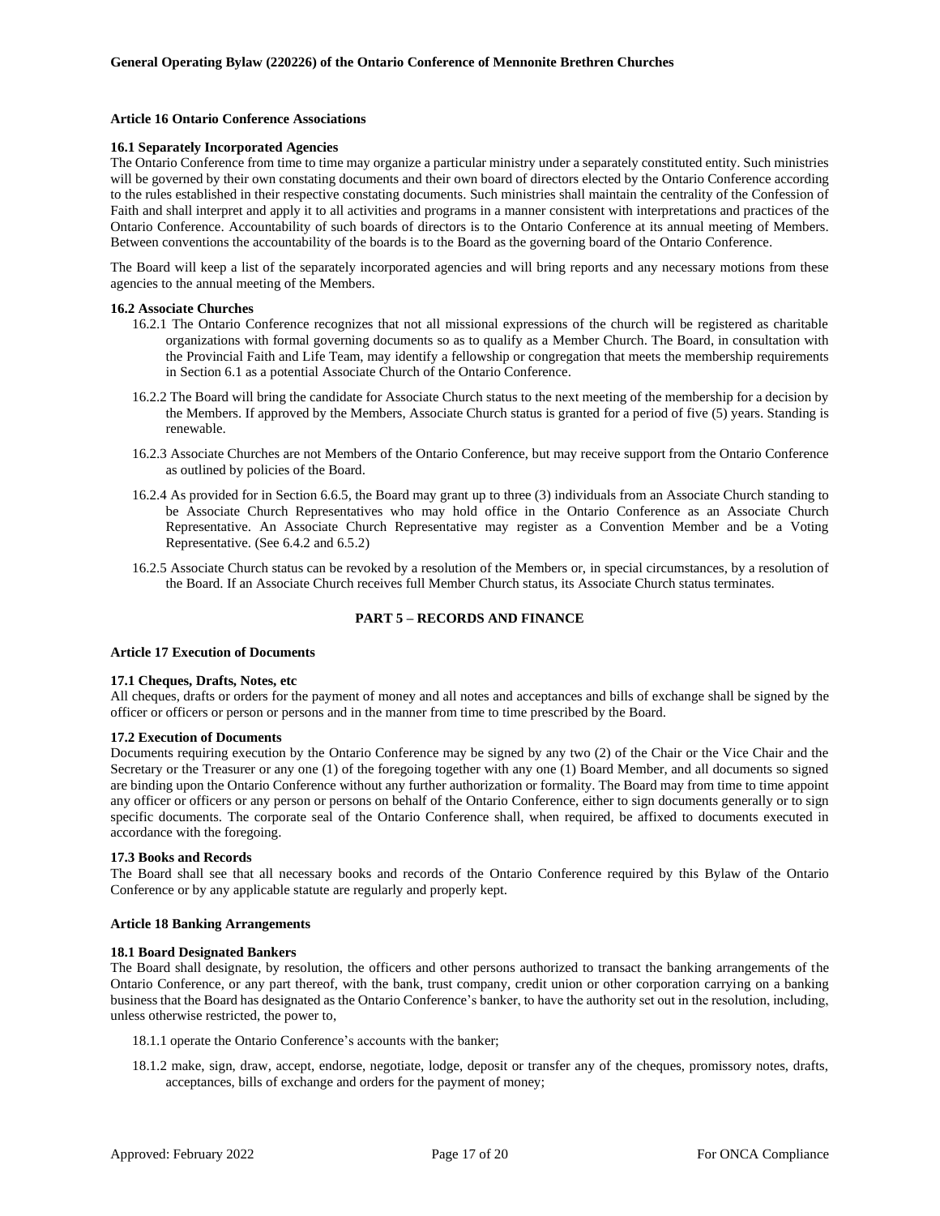### Article 16 Ontario Conference Associations

#### 16.1 Separately Incorporated Agencies

The Ontario Conference from time to time may organize a particular ministry under a separately constituted entity. Such ministries will be governed by their own constating documents and their own board of directors elected by the Ontario Conference according to the rules established in their respective constating documents. Such ministries shall maintain the centrality of the Confession of Faith and shall interpret and apply it to all activities and programs in a manner consistent with interpretations and practices of the Ontario Conference. Accountability of such boards of directors is to the Ontario Conference at its annual meeting of Members. Between conventions the accountability of the boards is to the Board as the governing board of the Ontario Conference.

The Board will keep a list of the separately incorporated agencies and will bring reports and any necessary motions from these agencies to the annual meeting of the Members.

#### 16.2 Associate Churches

16.2.1 The Ontario Conference recognizes that not all missional expressions of the church will be registered as charitable organizations with formal governing documents so as to qualify as a Member Church. The Board, in consultation with the Provincial Faith and Life Team, may identify a fellowship or congregation that meets the membership requirements in Section 6.1 as a potential Associate Church of the Ontario Conference.

16.2.2 The Board will bring the candidate for Associate Church status to the next meeting of the membership for a decision by the Members. If approved by the Members, Associate Church status is granted for a period of five (5) years. Standing is renewable.

16.2.3 Associate Churches are not Members of the Ontario Conference, but may receive support from the Ontario Conference as outlined by policies of the Board.

16.2.4 As provided for in Section 6.6.5, the Board may grant up to three (3) individuals from an Associate Church standing to be Associate Church Representatives who may hold office in the Ontario Conference as an Associate Church Representative. An Associate Church Representative may register as a Convention Member and be a Voting Representative. (See 6.4.2 and 6.5.2)

16.2.5 Associate Church status can be revoked by a resolution of the Members or, in special circumstances, by a resolution of the Board. If an Associate Church receives full Member Church status, its Associate Church status terminates.

## PART 5 – RECORDS AND FINANCE

### Article 17 Execution of Documents

#### 17.1 Cheques, Drafts, Notes, etc

All cheques, drafts or orders for the payment of money and all notes and acceptances and bills of exchange shall be signed by the officer or officers or person or persons and in the manner from time to time prescribed by the Board.

#### 17.2 Execution of Documents

Documents requiring execution by the Ontario Conference may be signed by any two (2) of the Chair or the Vice Chair and the Secretary or the Treasurer or any one (1) of the foregoing together with any one (1) Board Member, and all documents so signed are binding upon the Ontario Conference without any further authorization or formality. The Board may from time to time appoint any officer or officers or any person or persons on behalf of the Ontario Conference, either to sign documents generally or to sign specific documents. The corporate seal of the Ontario Conference shall, when required, be affixed to documents executed in accordance with the foregoing.

#### 17.3 Books and Records

The Board shall see that all necessary books and records of the Ontario Conference required by this Bylaw of the Ontario Conference or by any applicable statute are regularly and properly kept.

### Article 18 Banking Arrangements

#### 18.1 Board Designated Bankers

The Board shall designate, by resolution, the officers and other persons authorized to transact the banking arrangements of the Ontario Conference, or any part thereof, with the bank, trust company, credit union or other corporation carrying on a banking business that the Board has designated as the Ontario Conference's banker, to have the authority set out in the resolution, including, unless otherwise restricted, the power to,

18.1.1 operate the Ontario Conference's accounts with the banker;

18.1.2 make, sign, draw, accept, endorse, negotiate, lodge, deposit or transfer any of the cheques, promissory notes, drafts, acceptances, bills of exchange and orders for the payment of money;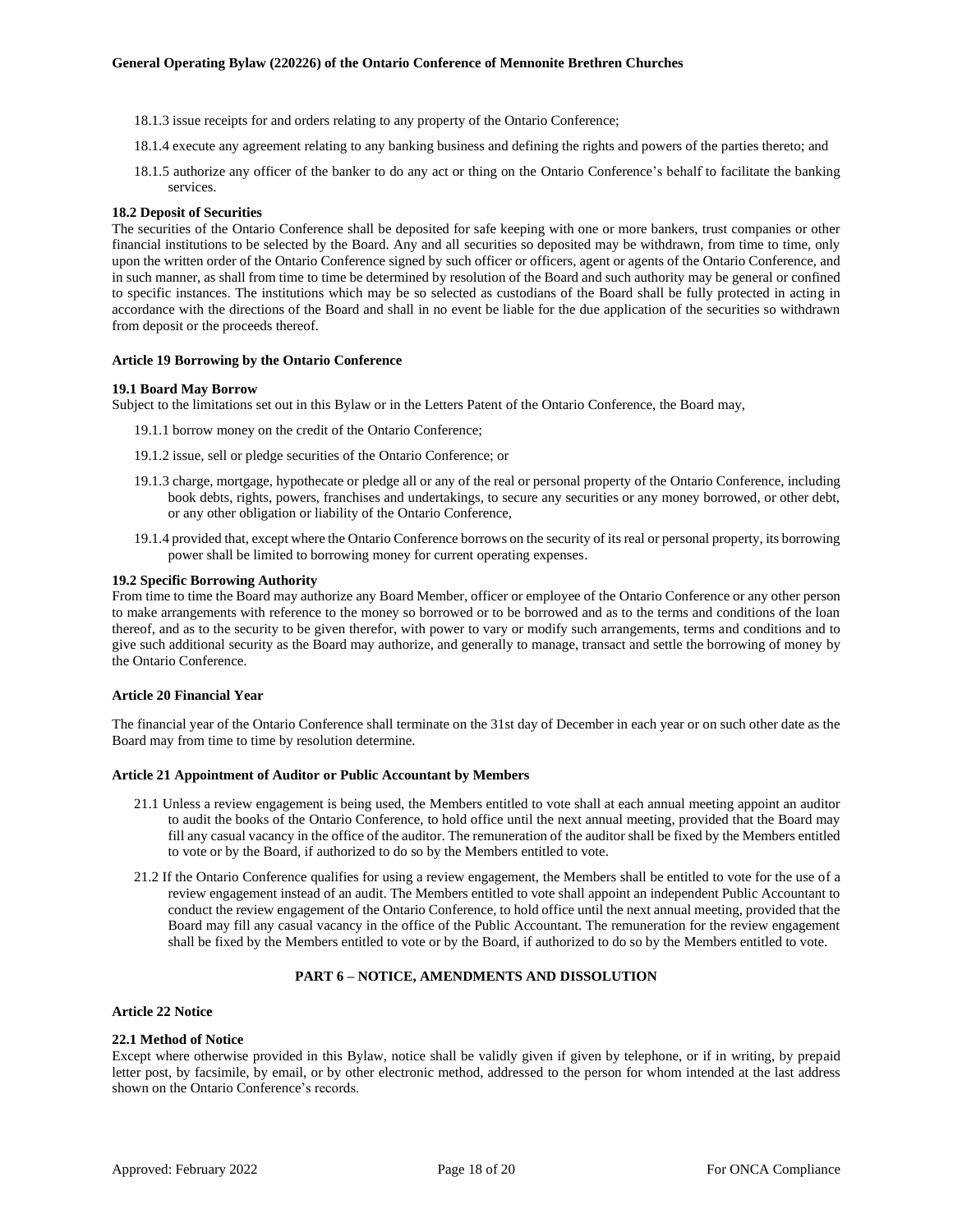18.1.3 issue receipts for and orders relating to any property of the Ontario Conference;

18.1.4 execute any agreement relating to any banking business and defining the rights and powers of the parties thereto; and

18.1.5 authorize any officer of the banker to do any act or thing on the Ontario Conference's behalf to facilitate the banking services.

**18.2 Deposit of Securities**

The securities of the Ontario Conference shall be deposited for safe keeping with one or more bankers, trust companies or other financial institutions to be selected by the Board. Any and all securities so deposited may be withdrawn, from time to time, only upon the written order of the Ontario Conference signed by such officer or officers, agent or agents of the Ontario Conference, and in such manner, as shall from time to time be determined by resolution of the Board and such authority may be general or confined to specific instances. The institutions which may be so selected as custodians of the Board shall be fully protected in acting in accordance with the directions of the Board and shall in no event be liable for the due application of the securities so withdrawn from deposit or the proceeds thereof.

**Article 19 Borrowing by the Ontario Conference**

**19.1 Board May Borrow**

Subject to the limitations set out in this Bylaw or in the Letters Patent of the Ontario Conference, the Board may,

19.1.1 borrow money on the credit of the Ontario Conference;

19.1.2 issue, sell or pledge securities of the Ontario Conference; or

19.1.3 charge, mortgage, hypothecate or pledge all or any of the real or personal property of the Ontario Conference, including book debts, rights, powers, franchises and undertakings, to secure any securities or any money borrowed, or other debt, or any other obligation or liability of the Ontario Conference,

19.1.4 provided that, except where the Ontario Conference borrows on the security of its real or personal property, its borrowing power shall be limited to borrowing money for current operating expenses.

**19.2 Specific Borrowing Authority**

From time to time the Board may authorize any Board Member, officer or employee of the Ontario Conference or any other person to make arrangements with reference to the money so borrowed or to be borrowed and as to the terms and conditions of the loan thereof, and as to the security to be given therefor, with power to vary or modify such arrangements, terms and conditions and to give such additional security as the Board may authorize, and generally to manage, transact and settle the borrowing of money by the Ontario Conference.

**Article 20 Financial Year**

The financial year of the Ontario Conference shall terminate on the 31st day of December in each year or on such other date as the Board may from time to time by resolution determine.

**Article 21 Appointment of Auditor or Public Accountant by Members**

21.1 Unless a review engagement is being used, the Members entitled to vote shall at each annual meeting appoint an auditor to audit the books of the Ontario Conference, to hold office until the next annual meeting, provided that the Board may fill any casual vacancy in the office of the auditor. The remuneration of the auditor shall be fixed by the Members entitled to vote or by the Board, if authorized to do so by the Members entitled to vote.

21.2 If the Ontario Conference qualifies for using a review engagement, the Members shall be entitled to vote for the use of a review engagement instead of an audit. The Members entitled to vote shall appoint an independent Public Accountant to conduct the review engagement of the Ontario Conference, to hold office until the next annual meeting, provided that the Board may fill any casual vacancy in the office of the Public Accountant. The remuneration for the review engagement shall be fixed by the Members entitled to vote or by the Board, if authorized to do so by the Members entitled to vote.

## PART 6 – NOTICE, AMENDMENTS AND DISSOLUTION

**Article 22 Notice**

**22.1 Method of Notice**

Except where otherwise provided in this Bylaw, notice shall be validly given if given by telephone, or if in writing, by prepaid letter post, by facsimile, by email, or by other electronic method, addressed to the person for whom intended at the last address shown on the Ontario Conference's records.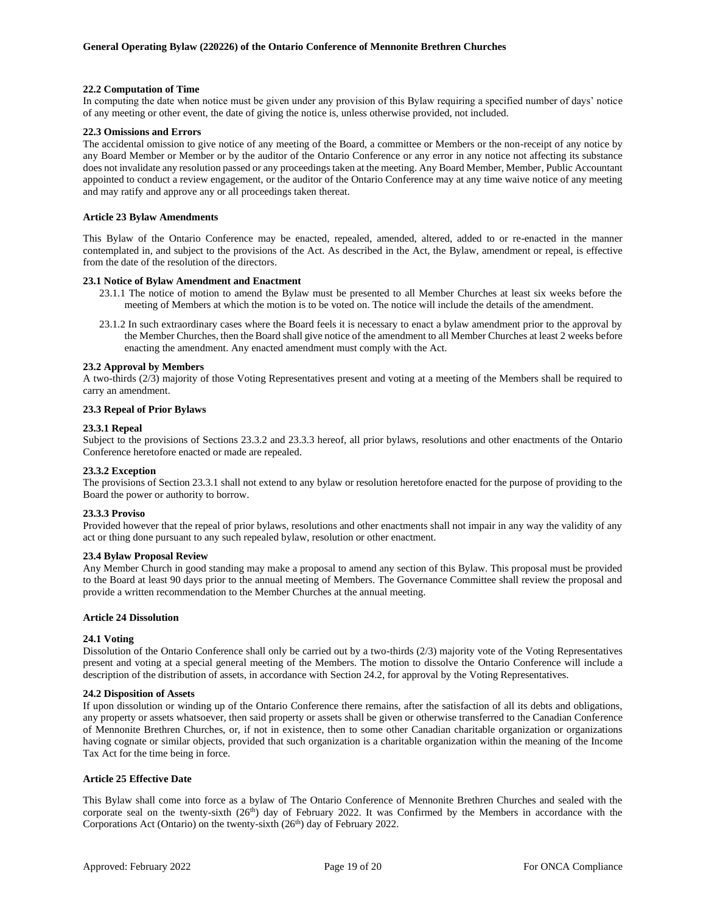**22.2 Computation of Time**

In computing the date when notice must be given under any provision of this Bylaw requiring a specified number of days' notice of any meeting or other event, the date of giving the notice is, unless otherwise provided, not included.

**22.3 Omissions and Errors**

The accidental omission to give notice of any meeting of the Board, a committee or Members or the non-receipt of any notice by any Board Member or Member or by the auditor of the Ontario Conference or any error in any notice not affecting its substance does not invalidate any resolution passed or any proceedings taken at the meeting. Any Board Member, Member, Public Accountant appointed to conduct a review engagement, or the auditor of the Ontario Conference may at any time waive notice of any meeting and may ratify and approve any or all proceedings taken thereat.

**Article 23 Bylaw Amendments**

This Bylaw of the Ontario Conference may be enacted, repealed, amended, altered, added to or re-enacted in the manner contemplated in, and subject to the provisions of the Act. As described in the Act, the Bylaw, amendment or repeal, is effective from the date of the resolution of the directors.

**23.1 Notice of Bylaw Amendment and Enactment**

23.1.1 The notice of motion to amend the Bylaw must be presented to all Member Churches at least six weeks before the meeting of Members at which the motion is to be voted on. The notice will include the details of the amendment.

23.1.2 In such extraordinary cases where the Board feels it is necessary to enact a bylaw amendment prior to the approval by the Member Churches, then the Board shall give notice of the amendment to all Member Churches at least 2 weeks before enacting the amendment. Any enacted amendment must comply with the Act.

**23.2 Approval by Members**

A two-thirds (2/3) majority of those Voting Representatives present and voting at a meeting of the Members shall be required to carry an amendment.

**23.3 Repeal of Prior Bylaws**

**23.3.1 Repeal**

Subject to the provisions of Sections 23.3.2 and 23.3.3 hereof, all prior bylaws, resolutions and other enactments of the Ontario Conference heretofore enacted or made are repealed.

**23.3.2 Exception**

The provisions of Section 23.3.1 shall not extend to any bylaw or resolution heretofore enacted for the purpose of providing to the Board the power or authority to borrow.

**23.3.3 Proviso**

Provided however that the repeal of prior bylaws, resolutions and other enactments shall not impair in any way the validity of any act or thing done pursuant to any such repealed bylaw, resolution or other enactment.

**23.4 Bylaw Proposal Review**

Any Member Church in good standing may make a proposal to amend any section of this Bylaw. This proposal must be provided to the Board at least 90 days prior to the annual meeting of Members. The Governance Committee shall review the proposal and provide a written recommendation to the Member Churches at the annual meeting.

**Article 24 Dissolution**

**24.1 Voting**

Dissolution of the Ontario Conference shall only be carried out by a two-thirds (2/3) majority vote of the Voting Representatives present and voting at a special general meeting of the Members. The motion to dissolve the Ontario Conference will include a description of the distribution of assets, in accordance with Section 24.2, for approval by the Voting Representatives.

**24.2 Disposition of Assets**

If upon dissolution or winding up of the Ontario Conference there remains, after the satisfaction of all its debts and obligations, any property or assets whatsoever, then said property or assets shall be given or otherwise transferred to the Canadian Conference of Mennonite Brethren Churches, or, if not in existence, then to some other Canadian charitable organization or organizations having cognate or similar objects, provided that such organization is a charitable organization within the meaning of the Income Tax Act for the time being in force.

**Article 25 Effective Date**

This Bylaw shall come into force as a bylaw of The Ontario Conference of Mennonite Brethren Churches and sealed with the corporate seal on the twenty-sixth (26th) day of February 2022. It was Confirmed by the Members in accordance with the Corporations Act (Ontario) on the twenty-sixth (26th) day of February 2022.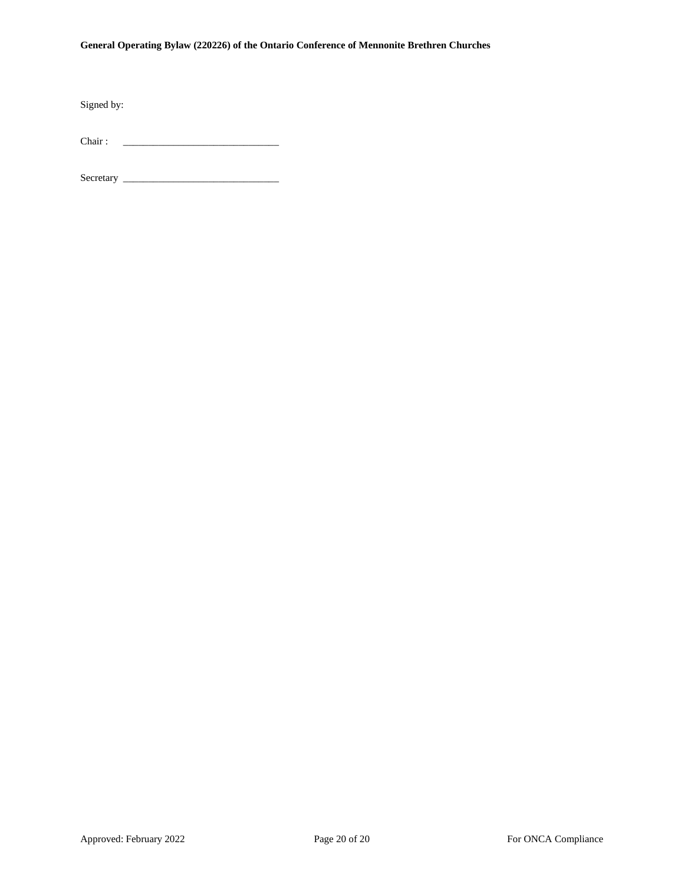Signed by:

Chair : _______________________________

Secretary _______________________________